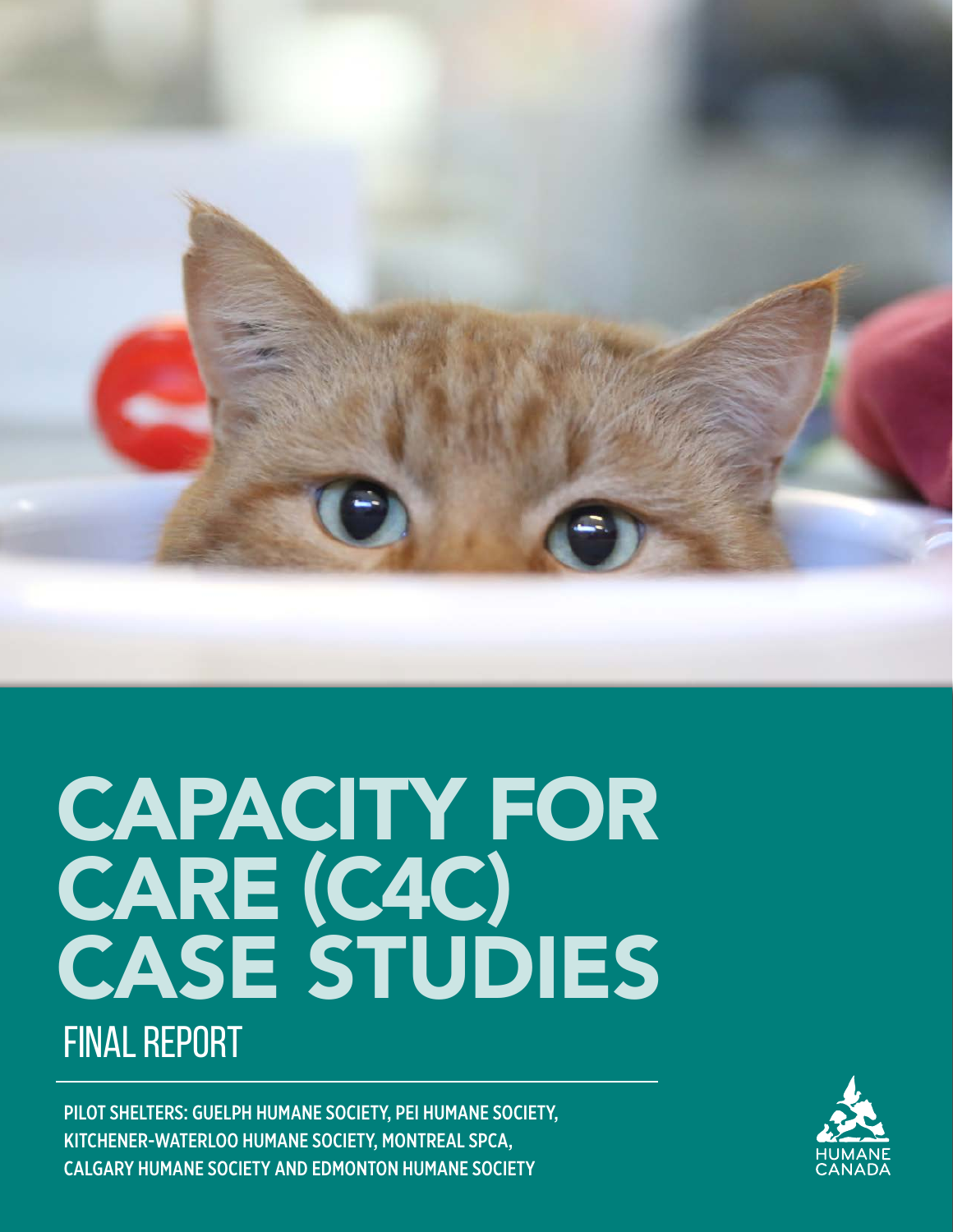# CAPACITY FOR CARE (C4C) CASE STUDIES

## FINAL REPORT

PILOT SHELTERS: GUELPH HUMANE SOCIETY, PEI HUMANE SOCIETY, KITCHENER-WATERLOO HUMANE SOCIETY, MONTREAL SPCA, CALGARY HUMANE SOCIETY AND EDMONTON HUMANE SOCIETY

HUMANE CANADA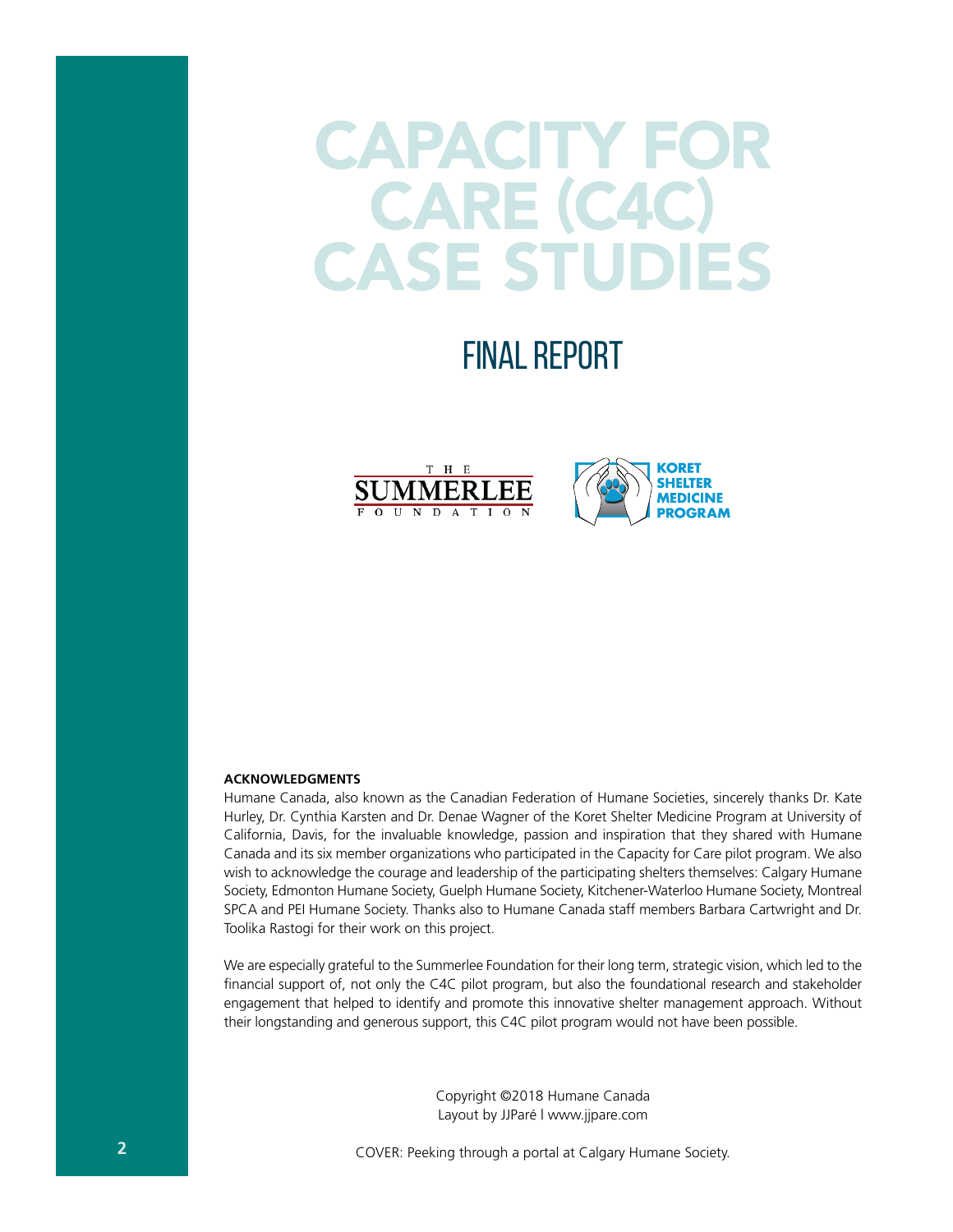# CAPACITY FOR CARE (C4C) CASE STUDIES

## FINAL REPORT

THE SUMMERLEE FOUNDATION

KORET SHELTER MEDICINE PROGRAM

**ACKNOWLEDGMENTS**

Humane Canada, also known as the Canadian Federation of Humane Societies, sincerely thanks Dr. Kate Hurley, Dr. Cynthia Karsten and Dr. Denae Wagner of the Koret Shelter Medicine Program at University of California, Davis, for the invaluable knowledge, passion and inspiration that they shared with Humane Canada and its six member organizations who participated in the Capacity for Care pilot program. We also wish to acknowledge the courage and leadership of the participating shelters themselves: Calgary Humane Society, Edmonton Humane Society, Guelph Humane Society, Kitchener-Waterloo Humane Society, Montreal SPCA and PEI Humane Society. Thanks also to Humane Canada staff members Barbara Cartwright and Dr. Toolika Rastogi for their work on this project.

We are especially grateful to the Summerlee Foundation for their long term, strategic vision, which led to the financial support of, not only the C4C pilot program, but also the foundational research and stakeholder engagement that helped to identify and promote this innovative shelter management approach. Without their longstanding and generous support, this C4C pilot program would not have been possible.

Copyright ©2018 Humane Canada
Layout by JJParé l www.jjpare.com

COVER: Peeking through a portal at Calgary Humane Society.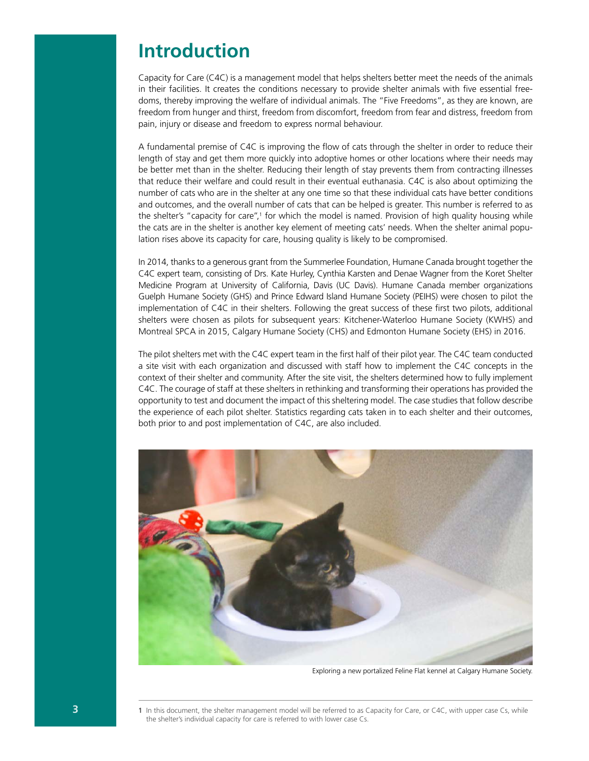# Introduction

Capacity for Care (C4C) is a management model that helps shelters better meet the needs of the animals in their facilities. It creates the conditions necessary to provide shelter animals with five essential freedoms, thereby improving the welfare of individual animals. The "Five Freedoms", as they are known, are freedom from hunger and thirst, freedom from discomfort, freedom from fear and distress, freedom from pain, injury or disease and freedom to express normal behaviour.

A fundamental premise of C4C is improving the flow of cats through the shelter in order to reduce their length of stay and get them more quickly into adoptive homes or other locations where their needs may be better met than in the shelter. Reducing their length of stay prevents them from contracting illnesses that reduce their welfare and could result in their eventual euthanasia. C4C is also about optimizing the number of cats who are in the shelter at any one time so that these individual cats have better conditions and outcomes, and the overall number of cats that can be helped is greater. This number is referred to as the shelter's "capacity for care",[1] for which the model is named. Provision of high quality housing while the cats are in the shelter is another key element of meeting cats' needs. When the shelter animal population rises above its capacity for care, housing quality is likely to be compromised.

In 2014, thanks to a generous grant from the Summerlee Foundation, Humane Canada brought together the C4C expert team, consisting of Drs. Kate Hurley, Cynthia Karsten and Denae Wagner from the Koret Shelter Medicine Program at University of California, Davis (UC Davis). Humane Canada member organizations Guelph Humane Society (GHS) and Prince Edward Island Humane Society (PEIHS) were chosen to pilot the implementation of C4C in their shelters. Following the great success of these first two pilots, additional shelters were chosen as pilots for subsequent years: Kitchener-Waterloo Humane Society (KWHS) and Montreal SPCA in 2015, Calgary Humane Society (CHS) and Edmonton Humane Society (EHS) in 2016.

The pilot shelters met with the C4C expert team in the first half of their pilot year. The C4C team conducted a site visit with each organization and discussed with staff how to implement the C4C concepts in the context of their shelter and community. After the site visit, the shelters determined how to fully implement C4C. The courage of staff at these shelters in rethinking and transforming their operations has provided the opportunity to test and document the impact of this sheltering model. The case studies that follow describe the experience of each pilot shelter. Statistics regarding cats taken in to each shelter and their outcomes, both prior to and post implementation of C4C, are also included.

Exploring a new portalized Feline Flat kennel at Calgary Humane Society.

1 In this document, the shelter management model will be referred to as Capacity for Care, or C4C, with upper case Cs, while the shelter's individual capacity for care is referred to with lower case Cs.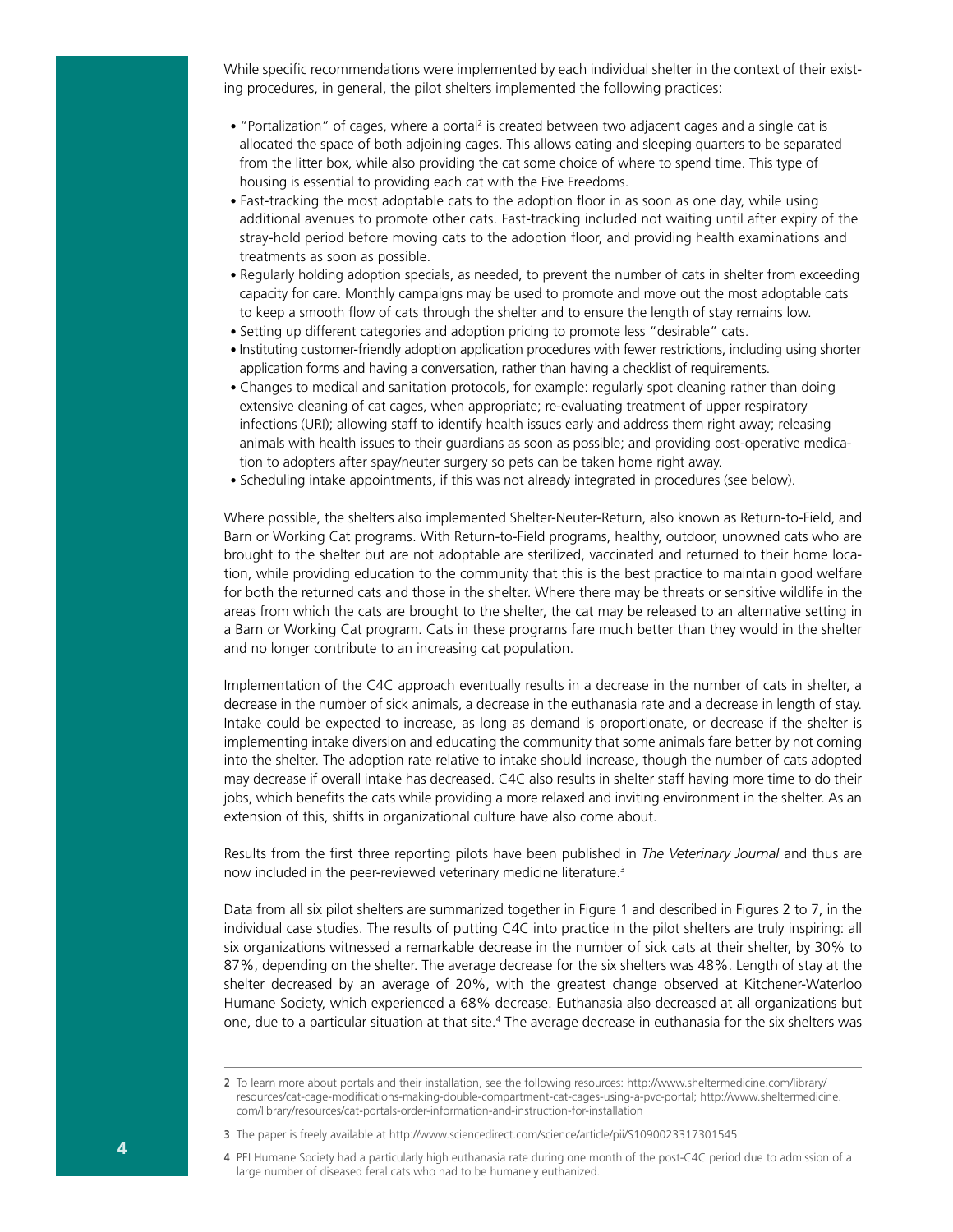While specific recommendations were implemented by each individual shelter in the context of their existing procedures, in general, the pilot shelters implemented the following practices:

- "Portalization" of cages, where a portal[2] is created between two adjacent cages and a single cat is allocated the space of both adjoining cages. This allows eating and sleeping quarters to be separated from the litter box, while also providing the cat some choice of where to spend time. This type of housing is essential to providing each cat with the Five Freedoms.
- Fast-tracking the most adoptable cats to the adoption floor in as soon as one day, while using additional avenues to promote other cats. Fast-tracking included not waiting until after expiry of the stray-hold period before moving cats to the adoption floor, and providing health examinations and treatments as soon as possible.
- Regularly holding adoption specials, as needed, to prevent the number of cats in shelter from exceeding capacity for care. Monthly campaigns may be used to promote and move out the most adoptable cats to keep a smooth flow of cats through the shelter and to ensure the length of stay remains low.
- Setting up different categories and adoption pricing to promote less "desirable" cats.
- Instituting customer-friendly adoption application procedures with fewer restrictions, including using shorter application forms and having a conversation, rather than having a checklist of requirements.
- Changes to medical and sanitation protocols, for example: regularly spot cleaning rather than doing extensive cleaning of cat cages, when appropriate; re-evaluating treatment of upper respiratory infections (URI); allowing staff to identify health issues early and address them right away; releasing animals with health issues to their guardians as soon as possible; and providing post-operative medication to adopters after spay/neuter surgery so pets can be taken home right away.
- Scheduling intake appointments, if this was not already integrated in procedures (see below).

Where possible, the shelters also implemented Shelter-Neuter-Return, also known as Return-to-Field, and Barn or Working Cat programs. With Return-to-Field programs, healthy, outdoor, unowned cats who are brought to the shelter but are not adoptable are sterilized, vaccinated and returned to their home location, while providing education to the community that this is the best practice to maintain good welfare for both the returned cats and those in the shelter. Where there may be threats or sensitive wildlife in the areas from which the cats are brought to the shelter, the cat may be released to an alternative setting in a Barn or Working Cat program. Cats in these programs fare much better than they would in the shelter and no longer contribute to an increasing cat population.

Implementation of the C4C approach eventually results in a decrease in the number of cats in shelter, a decrease in the number of sick animals, a decrease in the euthanasia rate and a decrease in length of stay. Intake could be expected to increase, as long as demand is proportionate, or decrease if the shelter is implementing intake diversion and educating the community that some animals fare better by not coming into the shelter. The adoption rate relative to intake should increase, though the number of cats adopted may decrease if overall intake has decreased. C4C also results in shelter staff having more time to do their jobs, which benefits the cats while providing a more relaxed and inviting environment in the shelter. As an extension of this, shifts in organizational culture have also come about.

Results from the first three reporting pilots have been published in *The Veterinary Journal* and thus are now included in the peer-reviewed veterinary medicine literature.[3]

Data from all six pilot shelters are summarized together in Figure 1 and described in Figures 2 to 7, in the individual case studies. The results of putting C4C into practice in the pilot shelters are truly inspiring: all six organizations witnessed a remarkable decrease in the number of sick cats at their shelter, by 30% to 87%, depending on the shelter. The average decrease for the six shelters was 48%. Length of stay at the shelter decreased by an average of 20%, with the greatest change observed at Kitchener-Waterloo Humane Society, which experienced a 68% decrease. Euthanasia also decreased at all organizations but one, due to a particular situation at that site.[4] The average decrease in euthanasia for the six shelters was

---

2 To learn more about portals and their installation, see the following resources: http://www.sheltermedicine.com/library/resources/cat-cage-modifications-making-double-compartment-cat-cages-using-a-pvc-portal; http://www.sheltermedicine.com/library/resources/cat-portals-order-information-and-instruction-for-installation

3 The paper is freely available at http://www.sciencedirect.com/science/article/pii/S1090023317301545

4 PEI Humane Society had a particularly high euthanasia rate during one month of the post-C4C period due to admission of a large number of diseased feral cats who had to be humanely euthanized.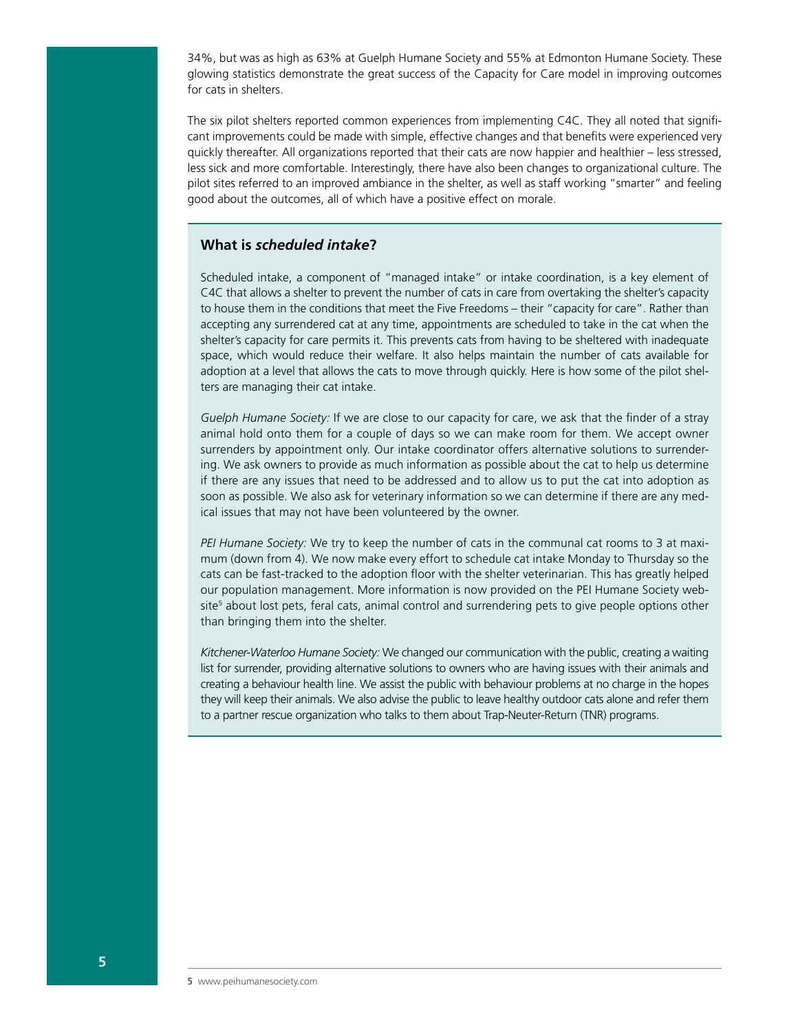34%, but was as high as 63% at Guelph Humane Society and 55% at Edmonton Humane Society. These glowing statistics demonstrate the great success of the Capacity for Care model in improving outcomes for cats in shelters.

The six pilot shelters reported common experiences from implementing C4C. They all noted that significant improvements could be made with simple, effective changes and that benefits were experienced very quickly thereafter. All organizations reported that their cats are now happier and healthier – less stressed, less sick and more comfortable. Interestingly, there have also been changes to organizational culture. The pilot sites referred to an improved ambiance in the shelter, as well as staff working "smarter" and feeling good about the outcomes, all of which have a positive effect on morale.

### What is *scheduled intake*?

Scheduled intake, a component of "managed intake" or intake coordination, is a key element of C4C that allows a shelter to prevent the number of cats in care from overtaking the shelter's capacity to house them in the conditions that meet the Five Freedoms – their "capacity for care". Rather than accepting any surrendered cat at any time, appointments are scheduled to take in the cat when the shelter's capacity for care permits it. This prevents cats from having to be sheltered with inadequate space, which would reduce their welfare. It also helps maintain the number of cats available for adoption at a level that allows the cats to move through quickly. Here is how some of the pilot shelters are managing their cat intake.

*Guelph Humane Society:* If we are close to our capacity for care, we ask that the finder of a stray animal hold onto them for a couple of days so we can make room for them. We accept owner surrenders by appointment only. Our intake coordinator offers alternative solutions to surrendering. We ask owners to provide as much information as possible about the cat to help us determine if there are any issues that need to be addressed and to allow us to put the cat into adoption as soon as possible. We also ask for veterinary information so we can determine if there are any medical issues that may not have been volunteered by the owner.

*PEI Humane Society:* We try to keep the number of cats in the communal cat rooms to 3 at maximum (down from 4). We now make every effort to schedule cat intake Monday to Thursday so the cats can be fast-tracked to the adoption floor with the shelter veterinarian. This has greatly helped our population management. More information is now provided on the PEI Humane Society website[5] about lost pets, feral cats, animal control and surrendering pets to give people options other than bringing them into the shelter.

*Kitchener-Waterloo Humane Society:* We changed our communication with the public, creating a waiting list for surrender, providing alternative solutions to owners who are having issues with their animals and creating a behaviour health line. We assist the public with behaviour problems at no charge in the hopes they will keep their animals. We also advise the public to leave healthy outdoor cats alone and refer them to a partner rescue organization who talks to them about Trap-Neuter-Return (TNR) programs.

5 www.peihumanesociety.com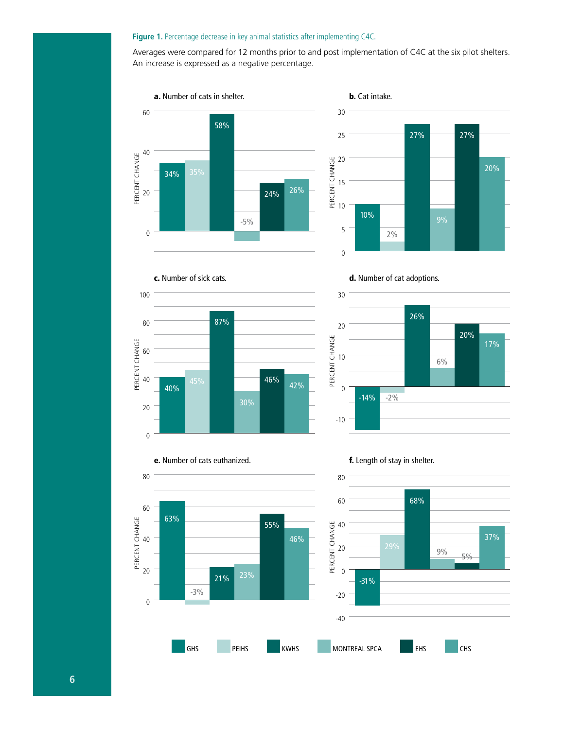**Figure 1.** Percentage decrease in key animal statistics after implementing C4C.

Averages were compared for 12 months prior to and post implementation of C4C at the six pilot shelters. An increase is expressed as a negative percentage.

**a.** Number of cats in shelter.

PERCENT CHANGE

60
40
20
0

34%
35%
58%
-5%
24%
26%

**b.** Cat intake.

PERCENT CHANGE

30
25
20
15
10
5
0

10%
2%
27%
9%
27%
20%

**c.** Number of sick cats.

PERCENT CHANGE

100
80
60
40
20
0

40%
45%
87%
30%
46%
42%

**d.** Number of cat adoptions.

PERCENT CHANGE

30
20
10
0
-10

-14%
-2%
26%
6%
20%
17%

**e.** Number of cats euthanized.

PERCENT CHANGE

80
60
40
20
0

63%
-3%
21%
23%
55%
46%

**f.** Length of stay in shelter.

PERCENT CHANGE

80
60
40
20
0
-20
-40

-31%
29%
68%
9%
5%
37%

GHS
PEIHS
KWHS
MONTREAL SPCA
EHS
CHS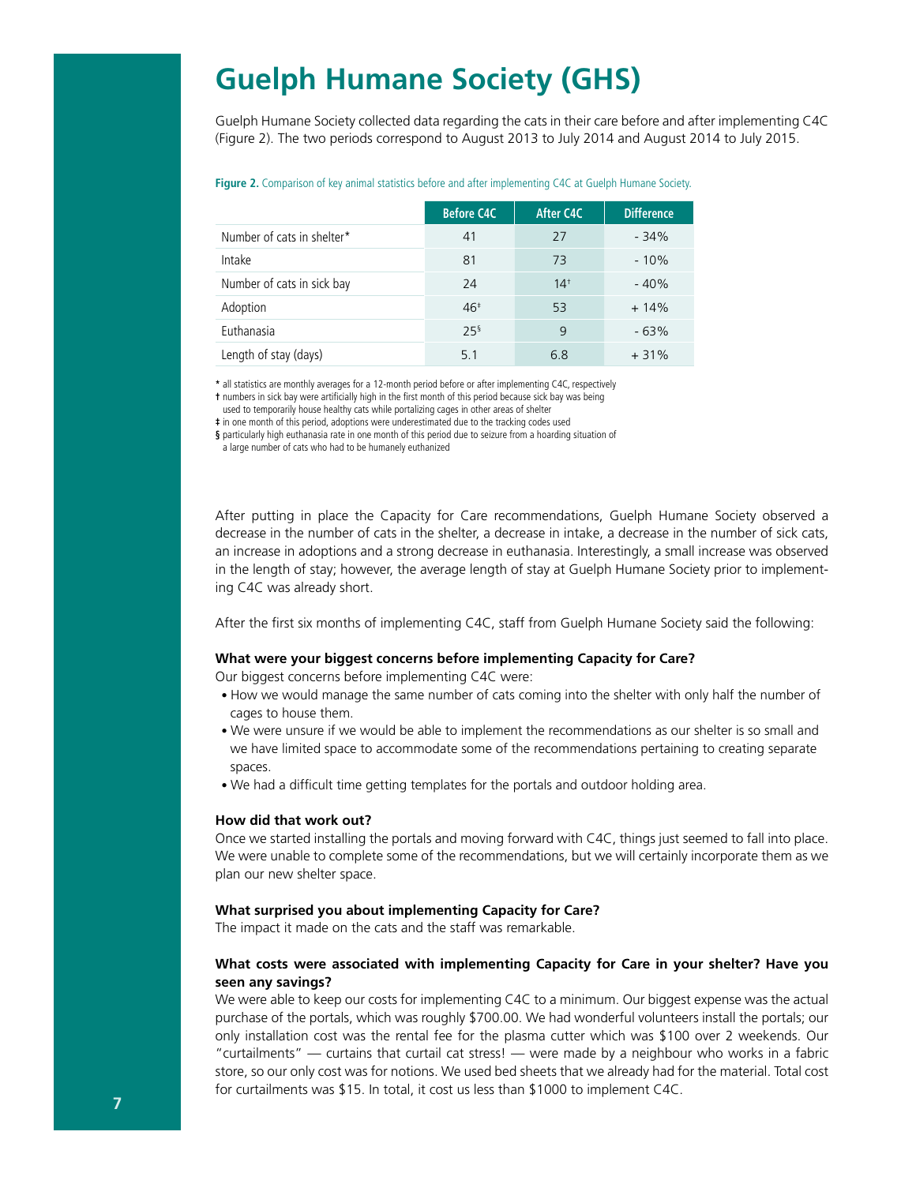# Guelph Humane Society (GHS)

Guelph Humane Society collected data regarding the cats in their care before and after implementing C4C (Figure 2). The two periods correspond to August 2013 to July 2014 and August 2014 to July 2015.

**Figure 2.** Comparison of key animal statistics before and after implementing C4C at Guelph Humane Society.

| | Before C4C | After C4C | Difference |
|---|---|---|---|
| Number of cats in shelter* | 41 | 27 | - 34% |
| Intake | 81 | 73 | - 10% |
| Number of cats in sick bay | 24 | 14† | - 40% |
| Adoption | 46‡ | 53 | + 14% |
| Euthanasia | 25§ | 9 | - 63% |
| Length of stay (days) | 5.1 | 6.8 | + 31% |

\* all statistics are monthly averages for a 12-month period before or after implementing C4C, respectively

† numbers in sick bay were artificially high in the first month of this period because sick bay was being used to temporarily house healthy cats while portalizing cages in other areas of shelter

‡ in one month of this period, adoptions were underestimated due to the tracking codes used

§ particularly high euthanasia rate in one month of this period due to seizure from a hoarding situation of a large number of cats who had to be humanely euthanized

After putting in place the Capacity for Care recommendations, Guelph Humane Society observed a decrease in the number of cats in the shelter, a decrease in intake, a decrease in the number of sick cats, an increase in adoptions and a strong decrease in euthanasia. Interestingly, a small increase was observed in the length of stay; however, the average length of stay at Guelph Humane Society prior to implementing C4C was already short.

After the first six months of implementing C4C, staff from Guelph Humane Society said the following:

**What were your biggest concerns before implementing Capacity for Care?**

Our biggest concerns before implementing C4C were:

- How we would manage the same number of cats coming into the shelter with only half the number of cages to house them.
- We were unsure if we would be able to implement the recommendations as our shelter is so small and we have limited space to accommodate some of the recommendations pertaining to creating separate spaces.
- We had a difficult time getting templates for the portals and outdoor holding area.

**How did that work out?**

Once we started installing the portals and moving forward with C4C, things just seemed to fall into place. We were unable to complete some of the recommendations, but we will certainly incorporate them as we plan our new shelter space.

**What surprised you about implementing Capacity for Care?**

The impact it made on the cats and the staff was remarkable.

**What costs were associated with implementing Capacity for Care in your shelter? Have you seen any savings?**

We were able to keep our costs for implementing C4C to a minimum. Our biggest expense was the actual purchase of the portals, which was roughly $700.00. We had wonderful volunteers install the portals; our only installation cost was the rental fee for the plasma cutter which was $100 over 2 weekends. Our "curtailments" — curtains that curtail cat stress! — were made by a neighbour who works in a fabric store, so our only cost was for notions. We used bed sheets that we already had for the material. Total cost for curtailments was $15. In total, it cost us less than $1000 to implement C4C.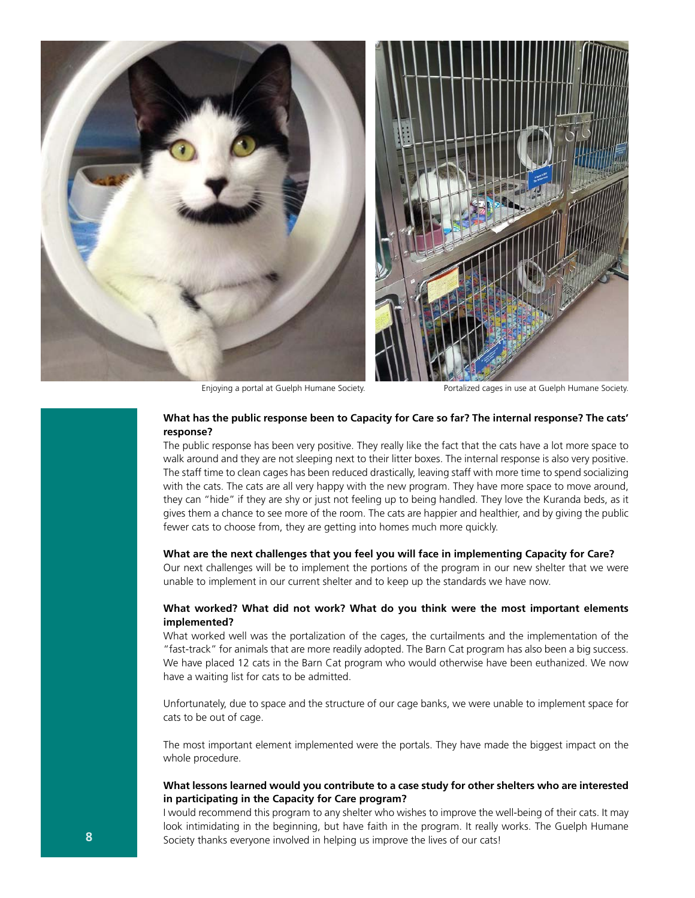Enjoying a portal at Guelph Humane Society.

Portalized cages in use at Guelph Humane Society.

**What has the public response been to Capacity for Care so far? The internal response? The cats' response?**

The public response has been very positive. They really like the fact that the cats have a lot more space to walk around and they are not sleeping next to their litter boxes. The internal response is also very positive. The staff time to clean cages has been reduced drastically, leaving staff with more time to spend socializing with the cats. The cats are all very happy with the new program. They have more space to move around, they can "hide" if they are shy or just not feeling up to being handled. They love the Kuranda beds, as it gives them a chance to see more of the room. The cats are happier and healthier, and by giving the public fewer cats to choose from, they are getting into homes much more quickly.

**What are the next challenges that you feel you will face in implementing Capacity for Care?**

Our next challenges will be to implement the portions of the program in our new shelter that we were unable to implement in our current shelter and to keep up the standards we have now.

**What worked? What did not work? What do you think were the most important elements implemented?**

What worked well was the portalization of the cages, the curtailments and the implementation of the "fast-track" for animals that are more readily adopted. The Barn Cat program has also been a big success. We have placed 12 cats in the Barn Cat program who would otherwise have been euthanized. We now have a waiting list for cats to be admitted.

Unfortunately, due to space and the structure of our cage banks, we were unable to implement space for cats to be out of cage.

The most important element implemented were the portals. They have made the biggest impact on the whole procedure.

**What lessons learned would you contribute to a case study for other shelters who are interested in participating in the Capacity for Care program?**

I would recommend this program to any shelter who wishes to improve the well-being of their cats. It may look intimidating in the beginning, but have faith in the program. It really works. The Guelph Humane Society thanks everyone involved in helping us improve the lives of our cats!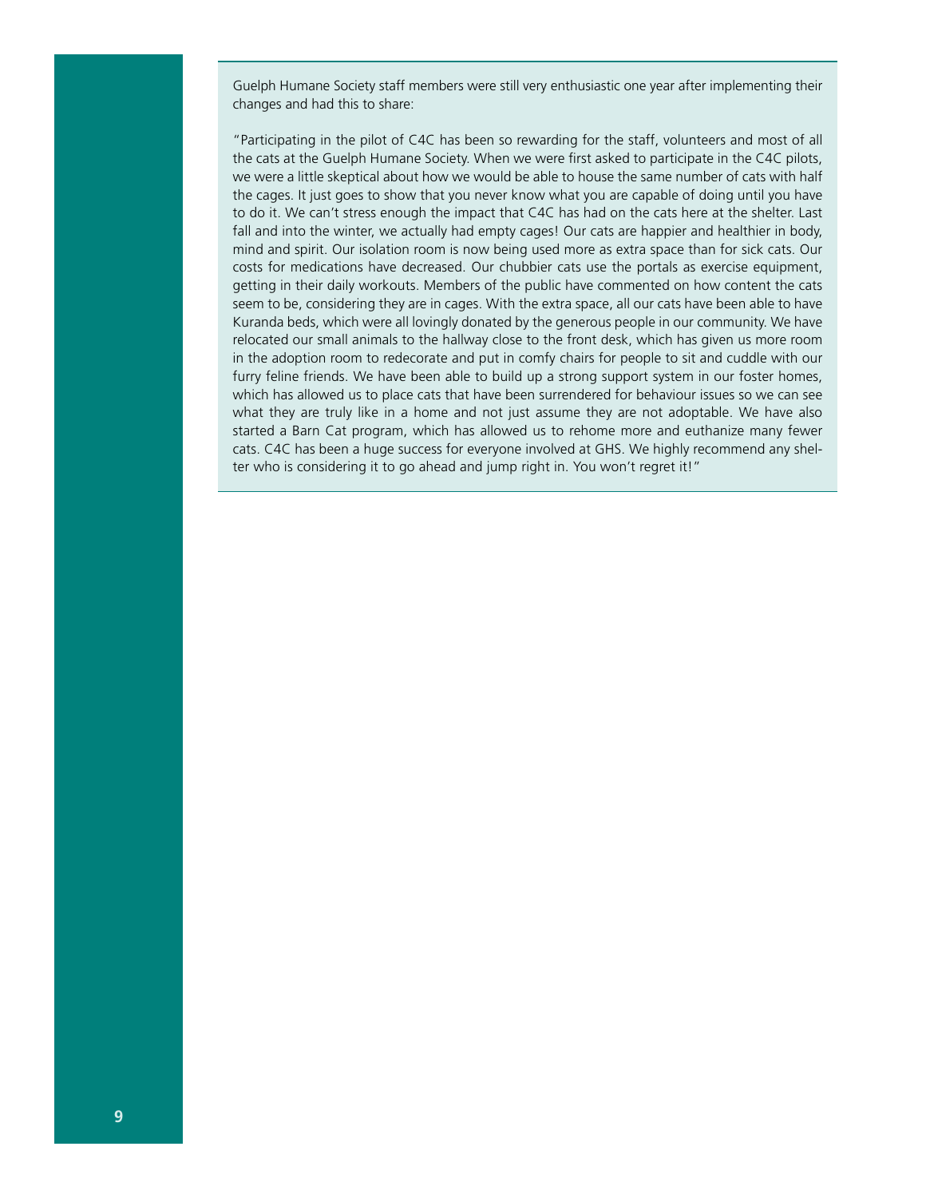Guelph Humane Society staff members were still very enthusiastic one year after implementing their changes and had this to share:

"Participating in the pilot of C4C has been so rewarding for the staff, volunteers and most of all the cats at the Guelph Humane Society. When we were first asked to participate in the C4C pilots, we were a little skeptical about how we would be able to house the same number of cats with half the cages. It just goes to show that you never know what you are capable of doing until you have to do it. We can't stress enough the impact that C4C has had on the cats here at the shelter. Last fall and into the winter, we actually had empty cages! Our cats are happier and healthier in body, mind and spirit. Our isolation room is now being used more as extra space than for sick cats. Our costs for medications have decreased. Our chubbier cats use the portals as exercise equipment, getting in their daily workouts. Members of the public have commented on how content the cats seem to be, considering they are in cages. With the extra space, all our cats have been able to have Kuranda beds, which were all lovingly donated by the generous people in our community. We have relocated our small animals to the hallway close to the front desk, which has given us more room in the adoption room to redecorate and put in comfy chairs for people to sit and cuddle with our furry feline friends. We have been able to build up a strong support system in our foster homes, which has allowed us to place cats that have been surrendered for behaviour issues so we can see what they are truly like in a home and not just assume they are not adoptable. We have also started a Barn Cat program, which has allowed us to rehome more and euthanize many fewer cats. C4C has been a huge success for everyone involved at GHS. We highly recommend any shelter who is considering it to go ahead and jump right in. You won't regret it!"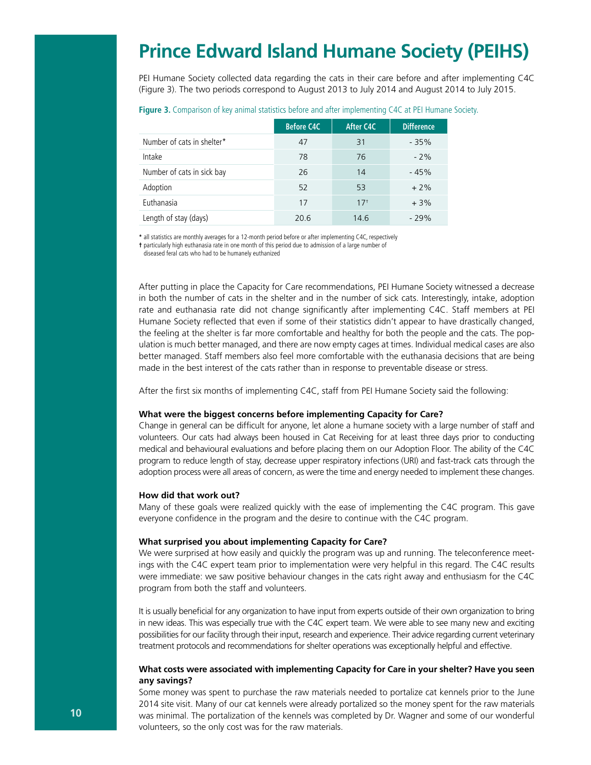# Prince Edward Island Humane Society (PEIHS)

PEI Humane Society collected data regarding the cats in their care before and after implementing C4C (Figure 3). The two periods correspond to August 2013 to July 2014 and August 2014 to July 2015.

**Figure 3.** Comparison of key animal statistics before and after implementing C4C at PEI Humane Society.

| | Before C4C | After C4C | Difference |
|---|---|---|---|
| Number of cats in shelter* | 47 | 31 | - 35% |
| Intake | 78 | 76 | - 2% |
| Number of cats in sick bay | 26 | 14 | - 45% |
| Adoption | 52 | 53 | + 2% |
| Euthanasia | 17 | 17† | + 3% |
| Length of stay (days) | 20.6 | 14.6 | - 29% |

* all statistics are monthly averages for a 12-month period before or after implementing C4C, respectively

† particularly high euthanasia rate in one month of this period due to admission of a large number of diseased feral cats who had to be humanely euthanized

After putting in place the Capacity for Care recommendations, PEI Humane Society witnessed a decrease in both the number of cats in the shelter and in the number of sick cats. Interestingly, intake, adoption rate and euthanasia rate did not change significantly after implementing C4C. Staff members at PEI Humane Society reflected that even if some of their statistics didn't appear to have drastically changed, the feeling at the shelter is far more comfortable and healthy for both the people and the cats. The population is much better managed, and there are now empty cages at times. Individual medical cases are also better managed. Staff members also feel more comfortable with the euthanasia decisions that are being made in the best interest of the cats rather than in response to preventable disease or stress.

After the first six months of implementing C4C, staff from PEI Humane Society said the following:

**What were the biggest concerns before implementing Capacity for Care?**

Change in general can be difficult for anyone, let alone a humane society with a large number of staff and volunteers. Our cats had always been housed in Cat Receiving for at least three days prior to conducting medical and behavioural evaluations and before placing them on our Adoption Floor. The ability of the C4C program to reduce length of stay, decrease upper respiratory infections (URI) and fast-track cats through the adoption process were all areas of concern, as were the time and energy needed to implement these changes.

**How did that work out?**

Many of these goals were realized quickly with the ease of implementing the C4C program. This gave everyone confidence in the program and the desire to continue with the C4C program.

**What surprised you about implementing Capacity for Care?**

We were surprised at how easily and quickly the program was up and running. The teleconference meetings with the C4C expert team prior to implementation were very helpful in this regard. The C4C results were immediate: we saw positive behaviour changes in the cats right away and enthusiasm for the C4C program from both the staff and volunteers.

It is usually beneficial for any organization to have input from experts outside of their own organization to bring in new ideas. This was especially true with the C4C expert team. We were able to see many new and exciting possibilities for our facility through their input, research and experience. Their advice regarding current veterinary treatment protocols and recommendations for shelter operations was exceptionally helpful and effective.

**What costs were associated with implementing Capacity for Care in your shelter? Have you seen any savings?**

Some money was spent to purchase the raw materials needed to portalize cat kennels prior to the June 2014 site visit. Many of our cat kennels were already portalized so the money spent for the raw materials was minimal. The portalization of the kennels was completed by Dr. Wagner and some of our wonderful volunteers, so the only cost was for the raw materials.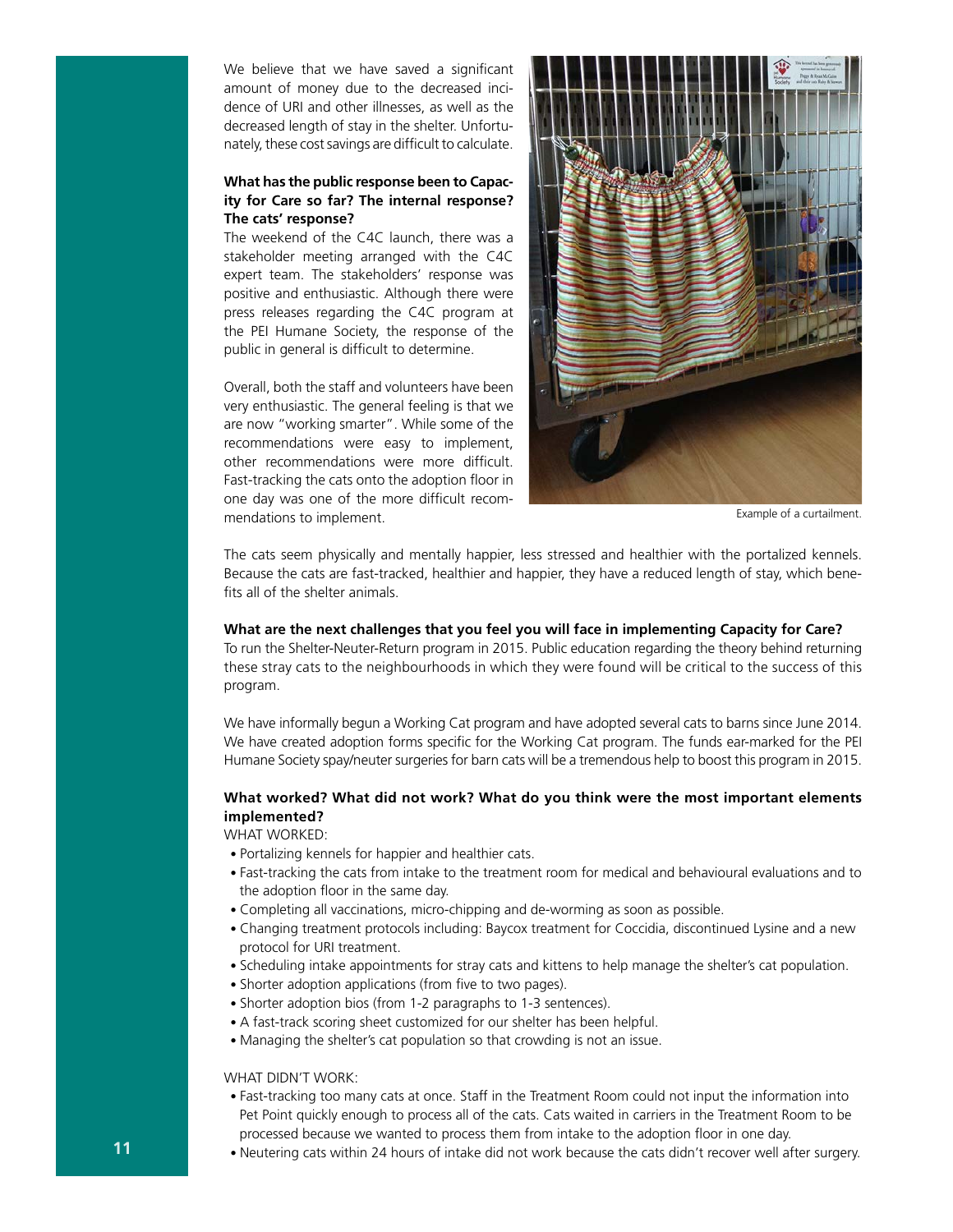We believe that we have saved a significant amount of money due to the decreased incidence of URI and other illnesses, as well as the decreased length of stay in the shelter. Unfortunately, these cost savings are difficult to calculate.

**What has the public response been to Capacity for Care so far? The internal response? The cats' response?**

The weekend of the C4C launch, there was a stakeholder meeting arranged with the C4C expert team. The stakeholders' response was positive and enthusiastic. Although there were press releases regarding the C4C program at the PEI Humane Society, the response of the public in general is difficult to determine.

Overall, both the staff and volunteers have been very enthusiastic. The general feeling is that we are now "working smarter". While some of the recommendations were easy to implement, other recommendations were more difficult. Fast-tracking the cats onto the adoption floor in one day was one of the more difficult recommendations to implement.

Example of a curtailment.

The cats seem physically and mentally happier, less stressed and healthier with the portalized kennels. Because the cats are fast-tracked, healthier and happier, they have a reduced length of stay, which benefits all of the shelter animals.

**What are the next challenges that you feel you will face in implementing Capacity for Care?**

To run the Shelter-Neuter-Return program in 2015. Public education regarding the theory behind returning these stray cats to the neighbourhoods in which they were found will be critical to the success of this program.

We have informally begun a Working Cat program and have adopted several cats to barns since June 2014. We have created adoption forms specific for the Working Cat program. The funds ear-marked for the PEI Humane Society spay/neuter surgeries for barn cats will be a tremendous help to boost this program in 2015.

**What worked? What did not work? What do you think were the most important elements implemented?**

WHAT WORKED:

- Portalizing kennels for happier and healthier cats.
- Fast-tracking the cats from intake to the treatment room for medical and behavioural evaluations and to the adoption floor in the same day.
- Completing all vaccinations, micro-chipping and de-worming as soon as possible.
- Changing treatment protocols including: Baycox treatment for Coccidia, discontinued Lysine and a new protocol for URI treatment.
- Scheduling intake appointments for stray cats and kittens to help manage the shelter's cat population.
- Shorter adoption applications (from five to two pages).
- Shorter adoption bios (from 1-2 paragraphs to 1-3 sentences).
- A fast-track scoring sheet customized for our shelter has been helpful.
- Managing the shelter's cat population so that crowding is not an issue.

WHAT DIDN'T WORK:

- Fast-tracking too many cats at once. Staff in the Treatment Room could not input the information into Pet Point quickly enough to process all of the cats. Cats waited in carriers in the Treatment Room to be processed because we wanted to process them from intake to the adoption floor in one day.
- Neutering cats within 24 hours of intake did not work because the cats didn't recover well after surgery.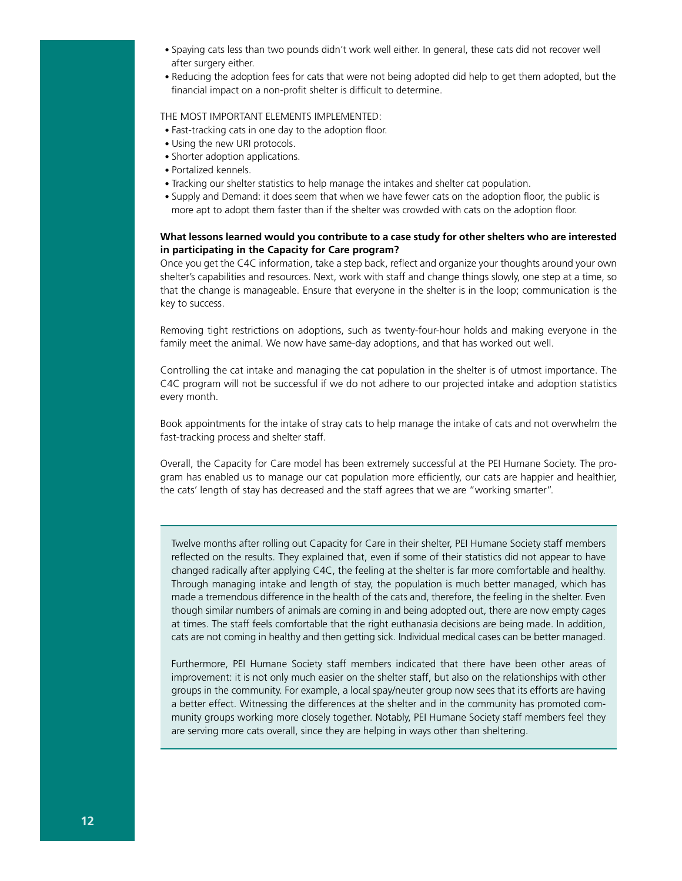- Spaying cats less than two pounds didn't work well either. In general, these cats did not recover well after surgery either.
- Reducing the adoption fees for cats that were not being adopted did help to get them adopted, but the financial impact on a non-profit shelter is difficult to determine.

THE MOST IMPORTANT ELEMENTS IMPLEMENTED:

- Fast-tracking cats in one day to the adoption floor.
- Using the new URI protocols.
- Shorter adoption applications.
- Portalized kennels.
- Tracking our shelter statistics to help manage the intakes and shelter cat population.
- Supply and Demand: it does seem that when we have fewer cats on the adoption floor, the public is more apt to adopt them faster than if the shelter was crowded with cats on the adoption floor.

**What lessons learned would you contribute to a case study for other shelters who are interested in participating in the Capacity for Care program?**

Once you get the C4C information, take a step back, reflect and organize your thoughts around your own shelter's capabilities and resources. Next, work with staff and change things slowly, one step at a time, so that the change is manageable. Ensure that everyone in the shelter is in the loop; communication is the key to success.

Removing tight restrictions on adoptions, such as twenty-four-hour holds and making everyone in the family meet the animal. We now have same-day adoptions, and that has worked out well.

Controlling the cat intake and managing the cat population in the shelter is of utmost importance. The C4C program will not be successful if we do not adhere to our projected intake and adoption statistics every month.

Book appointments for the intake of stray cats to help manage the intake of cats and not overwhelm the fast-tracking process and shelter staff.

Overall, the Capacity for Care model has been extremely successful at the PEI Humane Society. The program has enabled us to manage our cat population more efficiently, our cats are happier and healthier, the cats' length of stay has decreased and the staff agrees that we are "working smarter".

Twelve months after rolling out Capacity for Care in their shelter, PEI Humane Society staff members reflected on the results. They explained that, even if some of their statistics did not appear to have changed radically after applying C4C, the feeling at the shelter is far more comfortable and healthy. Through managing intake and length of stay, the population is much better managed, which has made a tremendous difference in the health of the cats and, therefore, the feeling in the shelter. Even though similar numbers of animals are coming in and being adopted out, there are now empty cages at times. The staff feels comfortable that the right euthanasia decisions are being made. In addition, cats are not coming in healthy and then getting sick. Individual medical cases can be better managed.

Furthermore, PEI Humane Society staff members indicated that there have been other areas of improvement: it is not only much easier on the shelter staff, but also on the relationships with other groups in the community. For example, a local spay/neuter group now sees that its efforts are having a better effect. Witnessing the differences at the shelter and in the community has promoted community groups working more closely together. Notably, PEI Humane Society staff members feel they are serving more cats overall, since they are helping in ways other than sheltering.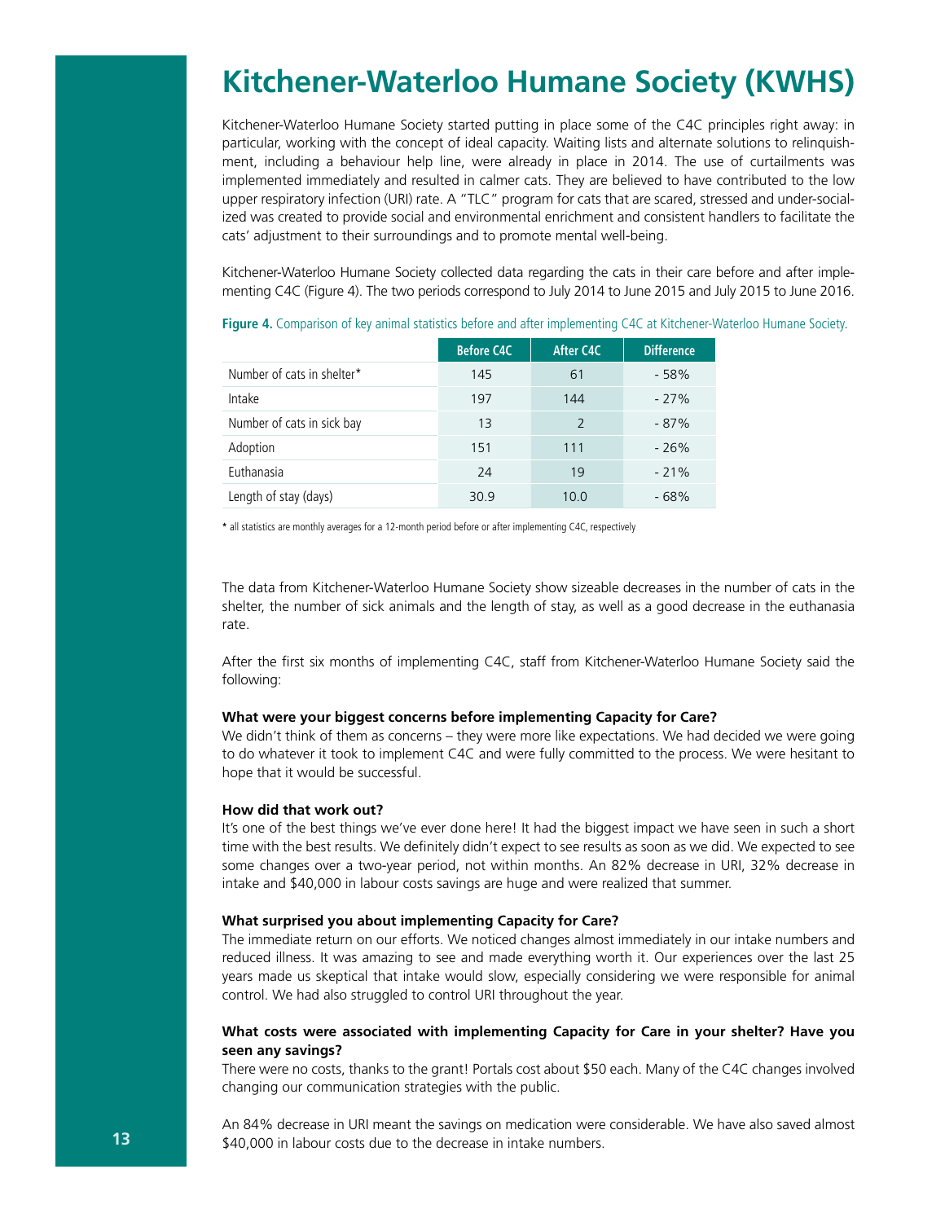# Kitchener-Waterloo Humane Society (KWHS)

Kitchener-Waterloo Humane Society started putting in place some of the C4C principles right away: in particular, working with the concept of ideal capacity. Waiting lists and alternate solutions to relinquishment, including a behaviour help line, were already in place in 2014. The use of curtailments was implemented immediately and resulted in calmer cats. They are believed to have contributed to the low upper respiratory infection (URI) rate. A "TLC" program for cats that are scared, stressed and under-socialized was created to provide social and environmental enrichment and consistent handlers to facilitate the cats' adjustment to their surroundings and to promote mental well-being.

Kitchener-Waterloo Humane Society collected data regarding the cats in their care before and after implementing C4C (Figure 4). The two periods correspond to July 2014 to June 2015 and July 2015 to June 2016.

**Figure 4.** Comparison of key animal statistics before and after implementing C4C at Kitchener-Waterloo Humane Society.

| | Before C4C | After C4C | Difference |
|---|---|---|---|
| Number of cats in shelter* | 145 | 61 | - 58% |
| Intake | 197 | 144 | - 27% |
| Number of cats in sick bay | 13 | 2 | - 87% |
| Adoption | 151 | 111 | - 26% |
| Euthanasia | 24 | 19 | - 21% |
| Length of stay (days) | 30.9 | 10.0 | - 68% |

* all statistics are monthly averages for a 12-month period before or after implementing C4C, respectively

The data from Kitchener-Waterloo Humane Society show sizeable decreases in the number of cats in the shelter, the number of sick animals and the length of stay, as well as a good decrease in the euthanasia rate.

After the first six months of implementing C4C, staff from Kitchener-Waterloo Humane Society said the following:

**What were your biggest concerns before implementing Capacity for Care?**
We didn't think of them as concerns – they were more like expectations. We had decided we were going to do whatever it took to implement C4C and were fully committed to the process. We were hesitant to hope that it would be successful.

**How did that work out?**
It's one of the best things we've ever done here! It had the biggest impact we have seen in such a short time with the best results. We definitely didn't expect to see results as soon as we did. We expected to see some changes over a two-year period, not within months. An 82% decrease in URI, 32% decrease in intake and $40,000 in labour costs savings are huge and were realized that summer.

**What surprised you about implementing Capacity for Care?**
The immediate return on our efforts. We noticed changes almost immediately in our intake numbers and reduced illness. It was amazing to see and made everything worth it. Our experiences over the last 25 years made us skeptical that intake would slow, especially considering we were responsible for animal control. We had also struggled to control URI throughout the year.

**What costs were associated with implementing Capacity for Care in your shelter? Have you seen any savings?**
There were no costs, thanks to the grant! Portals cost about $50 each. Many of the C4C changes involved changing our communication strategies with the public.

An 84% decrease in URI meant the savings on medication were considerable. We have also saved almost $40,000 in labour costs due to the decrease in intake numbers.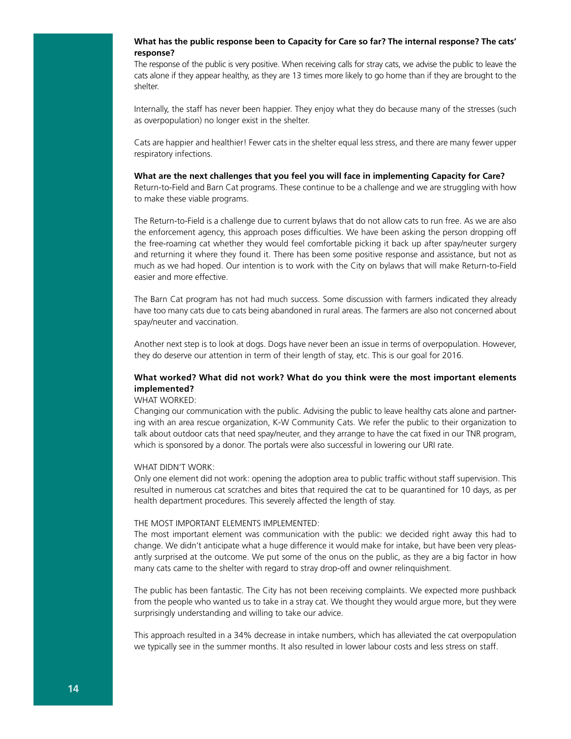**What has the public response been to Capacity for Care so far? The internal response? The cats' response?**

The response of the public is very positive. When receiving calls for stray cats, we advise the public to leave the cats alone if they appear healthy, as they are 13 times more likely to go home than if they are brought to the shelter.

Internally, the staff has never been happier. They enjoy what they do because many of the stresses (such as overpopulation) no longer exist in the shelter.

Cats are happier and healthier! Fewer cats in the shelter equal less stress, and there are many fewer upper respiratory infections.

**What are the next challenges that you feel you will face in implementing Capacity for Care?**

Return-to-Field and Barn Cat programs. These continue to be a challenge and we are struggling with how to make these viable programs.

The Return-to-Field is a challenge due to current bylaws that do not allow cats to run free. As we are also the enforcement agency, this approach poses difficulties. We have been asking the person dropping off the free-roaming cat whether they would feel comfortable picking it back up after spay/neuter surgery and returning it where they found it. There has been some positive response and assistance, but not as much as we had hoped. Our intention is to work with the City on bylaws that will make Return-to-Field easier and more effective.

The Barn Cat program has not had much success. Some discussion with farmers indicated they already have too many cats due to cats being abandoned in rural areas. The farmers are also not concerned about spay/neuter and vaccination.

Another next step is to look at dogs. Dogs have never been an issue in terms of overpopulation. However, they do deserve our attention in term of their length of stay, etc. This is our goal for 2016.

**What worked? What did not work? What do you think were the most important elements implemented?**

WHAT WORKED:

Changing our communication with the public. Advising the public to leave healthy cats alone and partnering with an area rescue organization, K-W Community Cats. We refer the public to their organization to talk about outdoor cats that need spay/neuter, and they arrange to have the cat fixed in our TNR program, which is sponsored by a donor. The portals were also successful in lowering our URI rate.

WHAT DIDN'T WORK:

Only one element did not work: opening the adoption area to public traffic without staff supervision. This resulted in numerous cat scratches and bites that required the cat to be quarantined for 10 days, as per health department procedures. This severely affected the length of stay.

THE MOST IMPORTANT ELEMENTS IMPLEMENTED:

The most important element was communication with the public: we decided right away this had to change. We didn't anticipate what a huge difference it would make for intake, but have been very pleasantly surprised at the outcome. We put some of the onus on the public, as they are a big factor in how many cats came to the shelter with regard to stray drop-off and owner relinquishment.

The public has been fantastic. The City has not been receiving complaints. We expected more pushback from the people who wanted us to take in a stray cat. We thought they would argue more, but they were surprisingly understanding and willing to take our advice.

This approach resulted in a 34% decrease in intake numbers, which has alleviated the cat overpopulation we typically see in the summer months. It also resulted in lower labour costs and less stress on staff.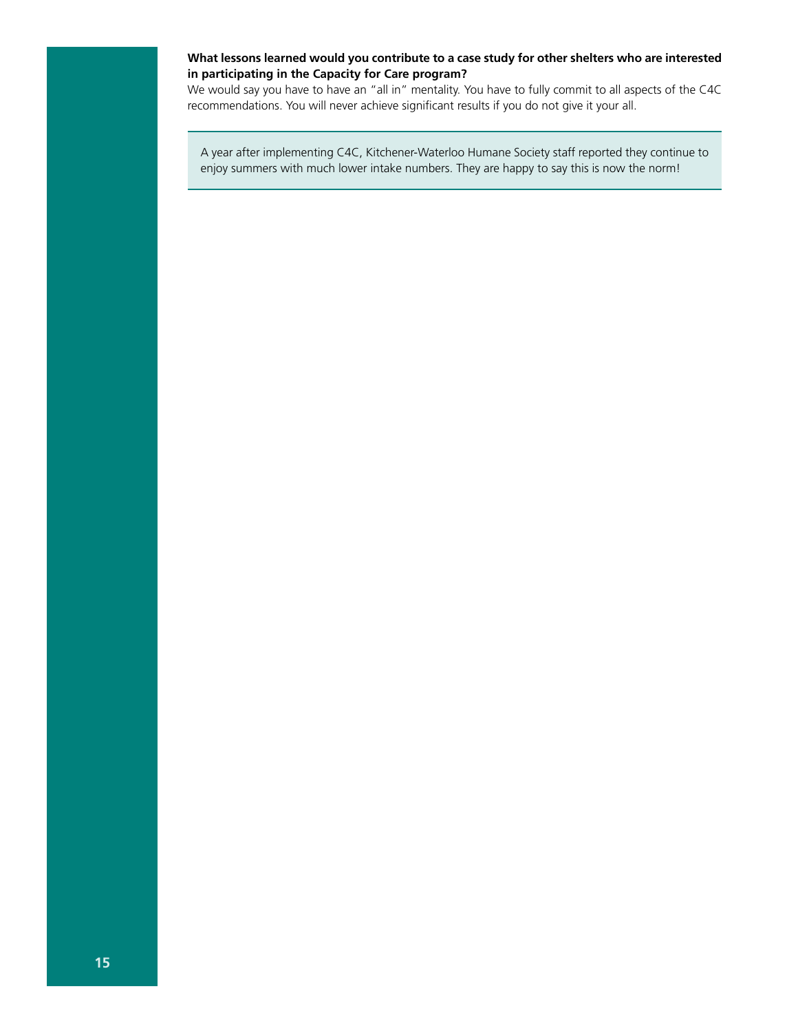**What lessons learned would you contribute to a case study for other shelters who are interested in participating in the Capacity for Care program?**

We would say you have to have an "all in" mentality. You have to fully commit to all aspects of the C4C recommendations. You will never achieve significant results if you do not give it your all.

A year after implementing C4C, Kitchener-Waterloo Humane Society staff reported they continue to enjoy summers with much lower intake numbers. They are happy to say this is now the norm!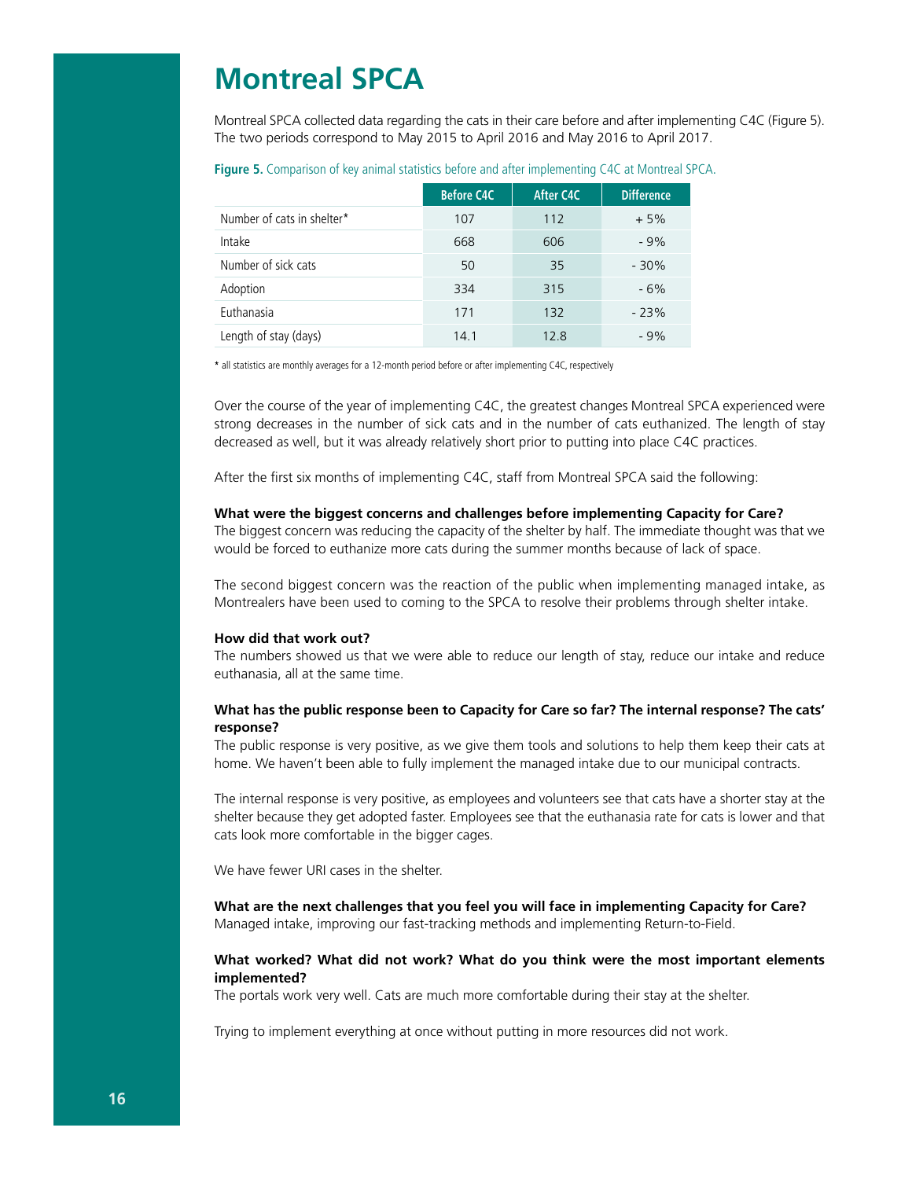# Montreal SPCA

Montreal SPCA collected data regarding the cats in their care before and after implementing C4C (Figure 5). The two periods correspond to May 2015 to April 2016 and May 2016 to April 2017.

**Figure 5.** Comparison of key animal statistics before and after implementing C4C at Montreal SPCA.

| | Before C4C | After C4C | Difference |
|---|---|---|---|
| Number of cats in shelter* | 107 | 112 | + 5% |
| Intake | 668 | 606 | - 9% |
| Number of sick cats | 50 | 35 | - 30% |
| Adoption | 334 | 315 | - 6% |
| Euthanasia | 171 | 132 | - 23% |
| Length of stay (days) | 14.1 | 12.8 | - 9% |

* all statistics are monthly averages for a 12-month period before or after implementing C4C, respectively

Over the course of the year of implementing C4C, the greatest changes Montreal SPCA experienced were strong decreases in the number of sick cats and in the number of cats euthanized. The length of stay decreased as well, but it was already relatively short prior to putting into place C4C practices.

After the first six months of implementing C4C, staff from Montreal SPCA said the following:

**What were the biggest concerns and challenges before implementing Capacity for Care?**
The biggest concern was reducing the capacity of the shelter by half. The immediate thought was that we would be forced to euthanize more cats during the summer months because of lack of space.

The second biggest concern was the reaction of the public when implementing managed intake, as Montrealers have been used to coming to the SPCA to resolve their problems through shelter intake.

**How did that work out?**
The numbers showed us that we were able to reduce our length of stay, reduce our intake and reduce euthanasia, all at the same time.

**What has the public response been to Capacity for Care so far? The internal response? The cats' response?**
The public response is very positive, as we give them tools and solutions to help them keep their cats at home. We haven't been able to fully implement the managed intake due to our municipal contracts.

The internal response is very positive, as employees and volunteers see that cats have a shorter stay at the shelter because they get adopted faster. Employees see that the euthanasia rate for cats is lower and that cats look more comfortable in the bigger cages.

We have fewer URI cases in the shelter.

**What are the next challenges that you feel you will face in implementing Capacity for Care?**
Managed intake, improving our fast-tracking methods and implementing Return-to-Field.

**What worked? What did not work? What do you think were the most important elements implemented?**
The portals work very well. Cats are much more comfortable during their stay at the shelter.

Trying to implement everything at once without putting in more resources did not work.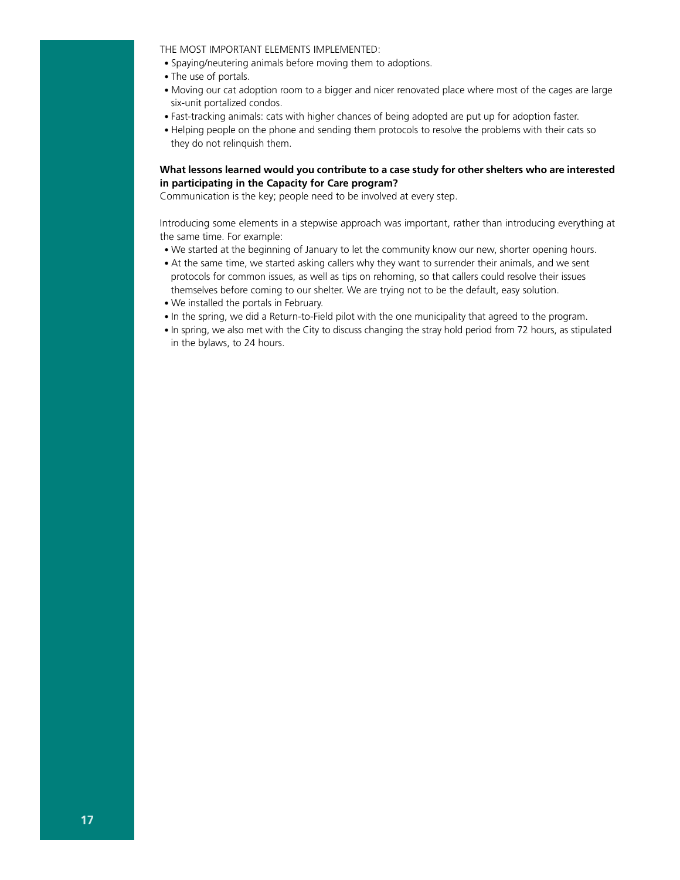THE MOST IMPORTANT ELEMENTS IMPLEMENTED:

- Spaying/neutering animals before moving them to adoptions.
- The use of portals.
- Moving our cat adoption room to a bigger and nicer renovated place where most of the cages are large six-unit portalized condos.
- Fast-tracking animals: cats with higher chances of being adopted are put up for adoption faster.
- Helping people on the phone and sending them protocols to resolve the problems with their cats so they do not relinquish them.

**What lessons learned would you contribute to a case study for other shelters who are interested in participating in the Capacity for Care program?**

Communication is the key; people need to be involved at every step.

Introducing some elements in a stepwise approach was important, rather than introducing everything at the same time. For example:

- We started at the beginning of January to let the community know our new, shorter opening hours.
- At the same time, we started asking callers why they want to surrender their animals, and we sent protocols for common issues, as well as tips on rehoming, so that callers could resolve their issues themselves before coming to our shelter. We are trying not to be the default, easy solution.
- We installed the portals in February.
- In the spring, we did a Return-to-Field pilot with the one municipality that agreed to the program.
- In spring, we also met with the City to discuss changing the stray hold period from 72 hours, as stipulated in the bylaws, to 24 hours.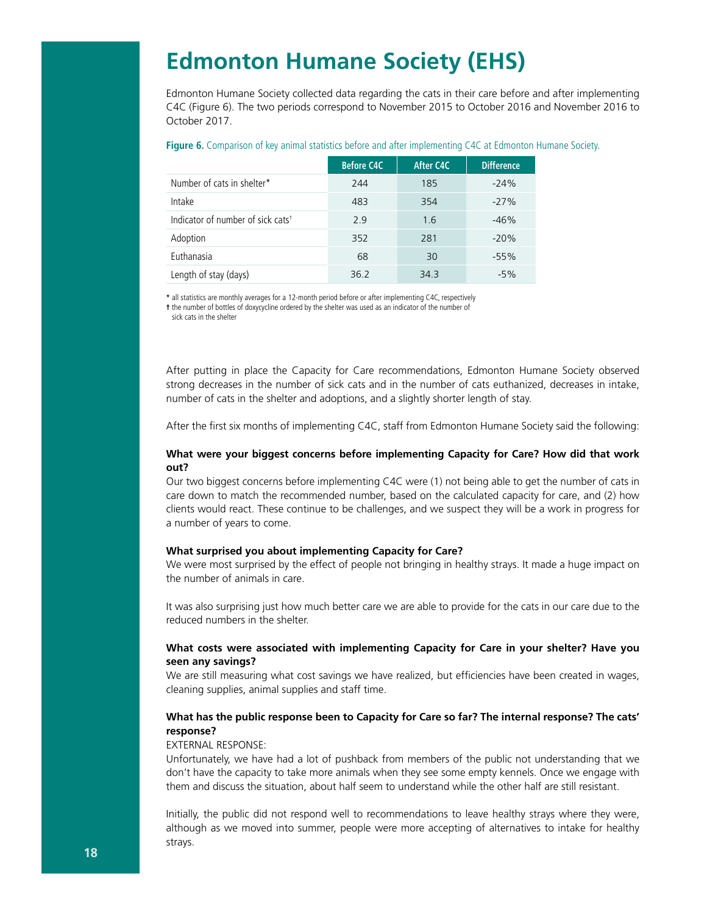# Edmonton Humane Society (EHS)

Edmonton Humane Society collected data regarding the cats in their care before and after implementing C4C (Figure 6). The two periods correspond to November 2015 to October 2016 and November 2016 to October 2017.

**Figure 6.** Comparison of key animal statistics before and after implementing C4C at Edmonton Humane Society.

| | Before C4C | After C4C | Difference |
|---|---|---|---|
| Number of cats in shelter* | 244 | 185 | -24% |
| Intake | 483 | 354 | -27% |
| Indicator of number of sick cats† | 2.9 | 1.6 | -46% |
| Adoption | 352 | 281 | -20% |
| Euthanasia | 68 | 30 | -55% |
| Length of stay (days) | 36.2 | 34.3 | -5% |

* all statistics are monthly averages for a 12-month period before or after implementing C4C, respectively
† the number of bottles of doxycycline ordered by the shelter was used as an indicator of the number of sick cats in the shelter

After putting in place the Capacity for Care recommendations, Edmonton Humane Society observed strong decreases in the number of sick cats and in the number of cats euthanized, decreases in intake, number of cats in the shelter and adoptions, and a slightly shorter length of stay.

After the first six months of implementing C4C, staff from Edmonton Humane Society said the following:

**What were your biggest concerns before implementing Capacity for Care? How did that work out?**

Our two biggest concerns before implementing C4C were (1) not being able to get the number of cats in care down to match the recommended number, based on the calculated capacity for care, and (2) how clients would react. These continue to be challenges, and we suspect they will be a work in progress for a number of years to come.

**What surprised you about implementing Capacity for Care?**

We were most surprised by the effect of people not bringing in healthy strays. It made a huge impact on the number of animals in care.

It was also surprising just how much better care we are able to provide for the cats in our care due to the reduced numbers in the shelter.

**What costs were associated with implementing Capacity for Care in your shelter? Have you seen any savings?**

We are still measuring what cost savings we have realized, but efficiencies have been created in wages, cleaning supplies, animal supplies and staff time.

**What has the public response been to Capacity for Care so far? The internal response? The cats' response?**

EXTERNAL RESPONSE:

Unfortunately, we have had a lot of pushback from members of the public not understanding that we don't have the capacity to take more animals when they see some empty kennels. Once we engage with them and discuss the situation, about half seem to understand while the other half are still resistant.

Initially, the public did not respond well to recommendations to leave healthy strays where they were, although as we moved into summer, people were more accepting of alternatives to intake for healthy strays.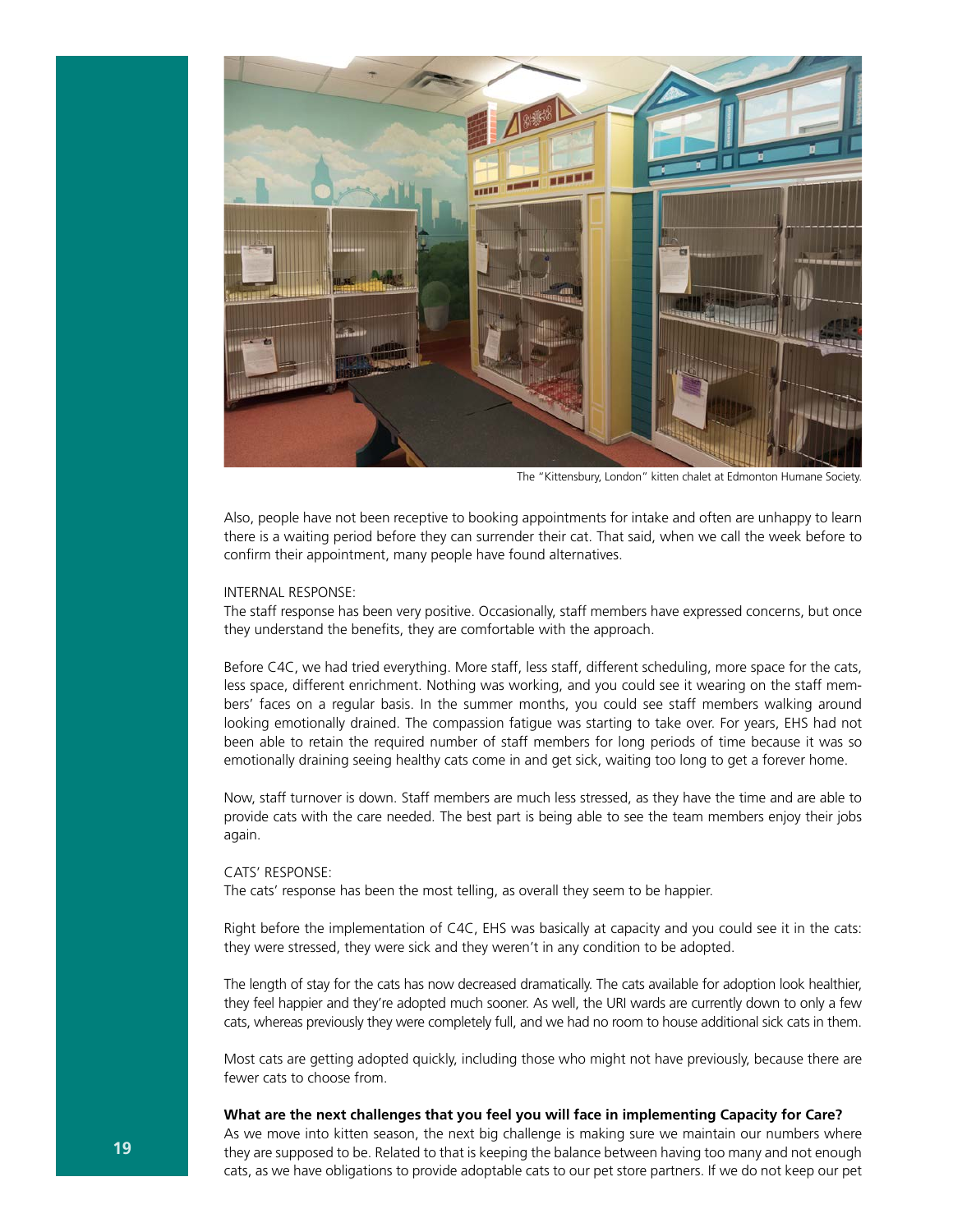The "Kittensbury, London" kitten chalet at Edmonton Humane Society.

Also, people have not been receptive to booking appointments for intake and often are unhappy to learn there is a waiting period before they can surrender their cat. That said, when we call the week before to confirm their appointment, many people have found alternatives.

INTERNAL RESPONSE:
The staff response has been very positive. Occasionally, staff members have expressed concerns, but once they understand the benefits, they are comfortable with the approach.

Before C4C, we had tried everything. More staff, less staff, different scheduling, more space for the cats, less space, different enrichment. Nothing was working, and you could see it wearing on the staff members' faces on a regular basis. In the summer months, you could see staff members walking around looking emotionally drained. The compassion fatigue was starting to take over. For years, EHS had not been able to retain the required number of staff members for long periods of time because it was so emotionally draining seeing healthy cats come in and get sick, waiting too long to get a forever home.

Now, staff turnover is down. Staff members are much less stressed, as they have the time and are able to provide cats with the care needed. The best part is being able to see the team members enjoy their jobs again.

CATS' RESPONSE:
The cats' response has been the most telling, as overall they seem to be happier.

Right before the implementation of C4C, EHS was basically at capacity and you could see it in the cats: they were stressed, they were sick and they weren't in any condition to be adopted.

The length of stay for the cats has now decreased dramatically. The cats available for adoption look healthier, they feel happier and they're adopted much sooner. As well, the URI wards are currently down to only a few cats, whereas previously they were completely full, and we had no room to house additional sick cats in them.

Most cats are getting adopted quickly, including those who might not have previously, because there are fewer cats to choose from.

**What are the next challenges that you feel you will face in implementing Capacity for Care?**
As we move into kitten season, the next big challenge is making sure we maintain our numbers where they are supposed to be. Related to that is keeping the balance between having too many and not enough cats, as we have obligations to provide adoptable cats to our pet store partners. If we do not keep our pet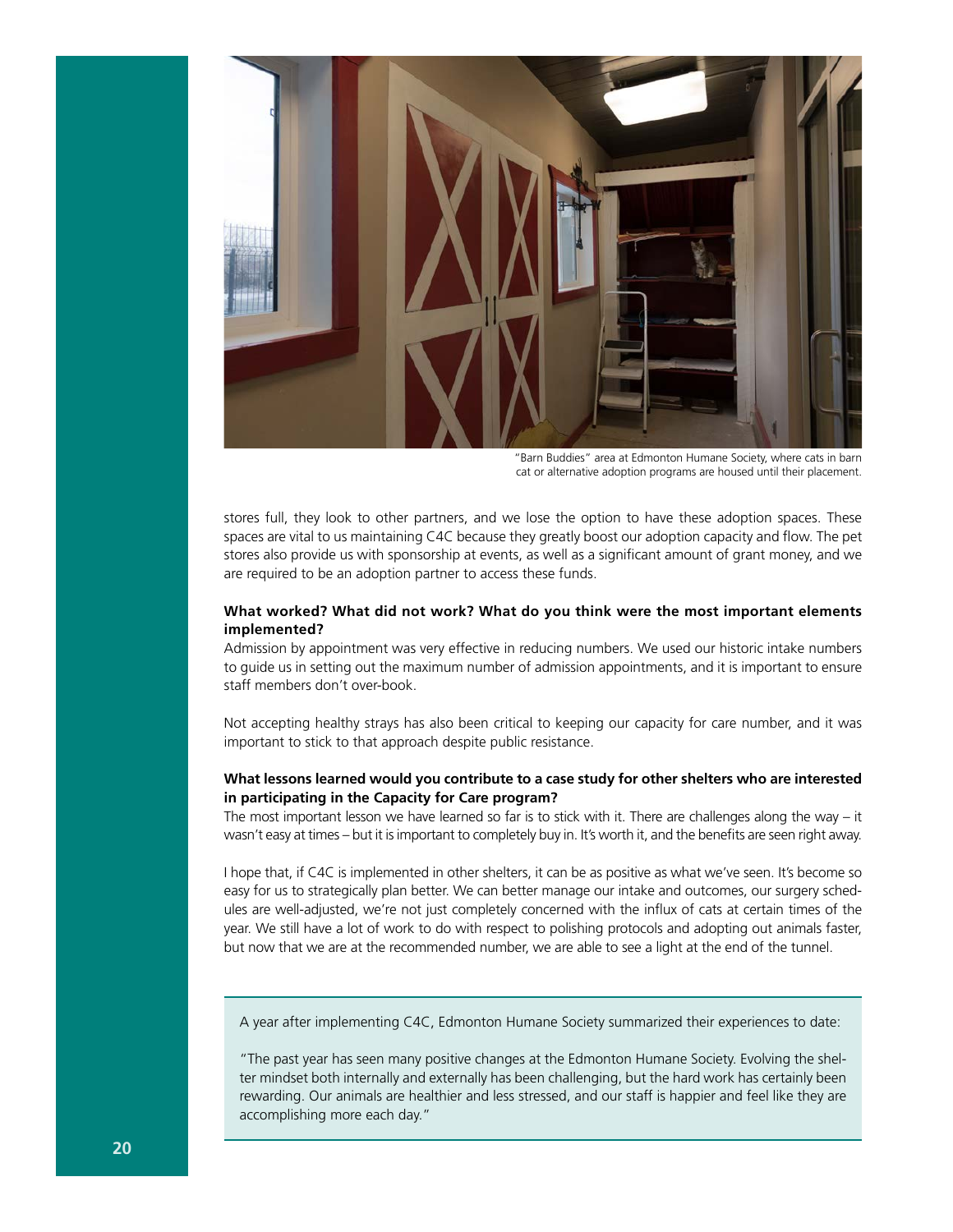"Barn Buddies" area at Edmonton Humane Society, where cats in barn cat or alternative adoption programs are housed until their placement.

stores full, they look to other partners, and we lose the option to have these adoption spaces. These spaces are vital to us maintaining C4C because they greatly boost our adoption capacity and flow. The pet stores also provide us with sponsorship at events, as well as a significant amount of grant money, and we are required to be an adoption partner to access these funds.

**What worked? What did not work? What do you think were the most important elements implemented?**

Admission by appointment was very effective in reducing numbers. We used our historic intake numbers to guide us in setting out the maximum number of admission appointments, and it is important to ensure staff members don't over-book.

Not accepting healthy strays has also been critical to keeping our capacity for care number, and it was important to stick to that approach despite public resistance.

**What lessons learned would you contribute to a case study for other shelters who are interested in participating in the Capacity for Care program?**

The most important lesson we have learned so far is to stick with it. There are challenges along the way – it wasn't easy at times – but it is important to completely buy in. It's worth it, and the benefits are seen right away.

I hope that, if C4C is implemented in other shelters, it can be as positive as what we've seen. It's become so easy for us to strategically plan better. We can better manage our intake and outcomes, our surgery schedules are well-adjusted, we're not just completely concerned with the influx of cats at certain times of the year. We still have a lot of work to do with respect to polishing protocols and adopting out animals faster, but now that we are at the recommended number, we are able to see a light at the end of the tunnel.

A year after implementing C4C, Edmonton Humane Society summarized their experiences to date:

"The past year has seen many positive changes at the Edmonton Humane Society. Evolving the shelter mindset both internally and externally has been challenging, but the hard work has certainly been rewarding. Our animals are healthier and less stressed, and our staff is happier and feel like they are accomplishing more each day."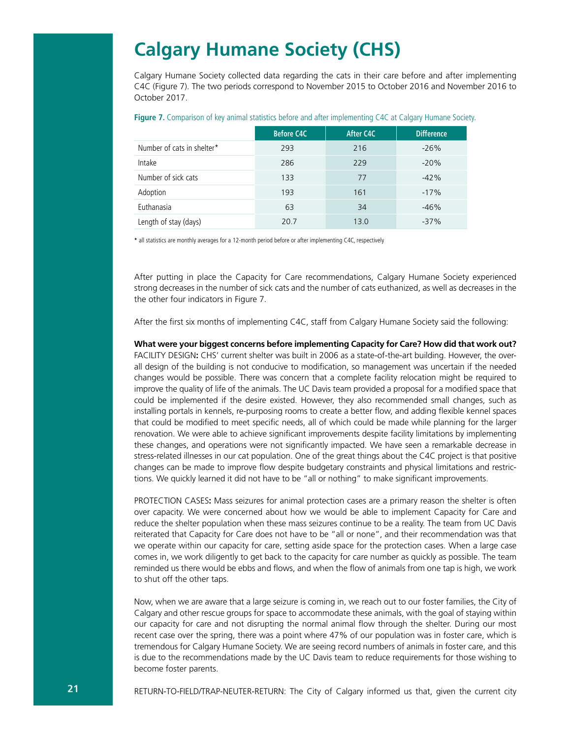# Calgary Humane Society (CHS)

Calgary Humane Society collected data regarding the cats in their care before and after implementing C4C (Figure 7). The two periods correspond to November 2015 to October 2016 and November 2016 to October 2017.

**Figure 7.** Comparison of key animal statistics before and after implementing C4C at Calgary Humane Society.

| | Before C4C | After C4C | Difference |
|---|---|---|---|
| Number of cats in shelter* | 293 | 216 | -26% |
| Intake | 286 | 229 | -20% |
| Number of sick cats | 133 | 77 | -42% |
| Adoption | 193 | 161 | -17% |
| Euthanasia | 63 | 34 | -46% |
| Length of stay (days) | 20.7 | 13.0 | -37% |

\* all statistics are monthly averages for a 12-month period before or after implementing C4C, respectively

After putting in place the Capacity for Care recommendations, Calgary Humane Society experienced strong decreases in the number of sick cats and the number of cats euthanized, as well as decreases in the the other four indicators in Figure 7.

After the first six months of implementing C4C, staff from Calgary Humane Society said the following:

**What were your biggest concerns before implementing Capacity for Care? How did that work out?**
FACILITY DESIGN**:** CHS' current shelter was built in 2006 as a state-of-the-art building. However, the overall design of the building is not conducive to modification, so management was uncertain if the needed changes would be possible. There was concern that a complete facility relocation might be required to improve the quality of life of the animals. The UC Davis team provided a proposal for a modified space that could be implemented if the desire existed. However, they also recommended small changes, such as installing portals in kennels, re-purposing rooms to create a better flow, and adding flexible kennel spaces that could be modified to meet specific needs, all of which could be made while planning for the larger renovation. We were able to achieve significant improvements despite facility limitations by implementing these changes, and operations were not significantly impacted. We have seen a remarkable decrease in stress-related illnesses in our cat population. One of the great things about the C4C project is that positive changes can be made to improve flow despite budgetary constraints and physical limitations and restrictions. We quickly learned it did not have to be "all or nothing" to make significant improvements.

PROTECTION CASES**:** Mass seizures for animal protection cases are a primary reason the shelter is often over capacity. We were concerned about how we would be able to implement Capacity for Care and reduce the shelter population when these mass seizures continue to be a reality. The team from UC Davis reiterated that Capacity for Care does not have to be "all or none", and their recommendation was that we operate within our capacity for care, setting aside space for the protection cases. When a large case comes in, we work diligently to get back to the capacity for care number as quickly as possible. The team reminded us there would be ebbs and flows, and when the flow of animals from one tap is high, we work to shut off the other taps.

Now, when we are aware that a large seizure is coming in, we reach out to our foster families, the City of Calgary and other rescue groups for space to accommodate these animals, with the goal of staying within our capacity for care and not disrupting the normal animal flow through the shelter. During our most recent case over the spring, there was a point where 47% of our population was in foster care, which is tremendous for Calgary Humane Society. We are seeing record numbers of animals in foster care, and this is due to the recommendations made by the UC Davis team to reduce requirements for those wishing to become foster parents.

RETURN-TO-FIELD/TRAP-NEUTER-RETURN: The City of Calgary informed us that, given the current city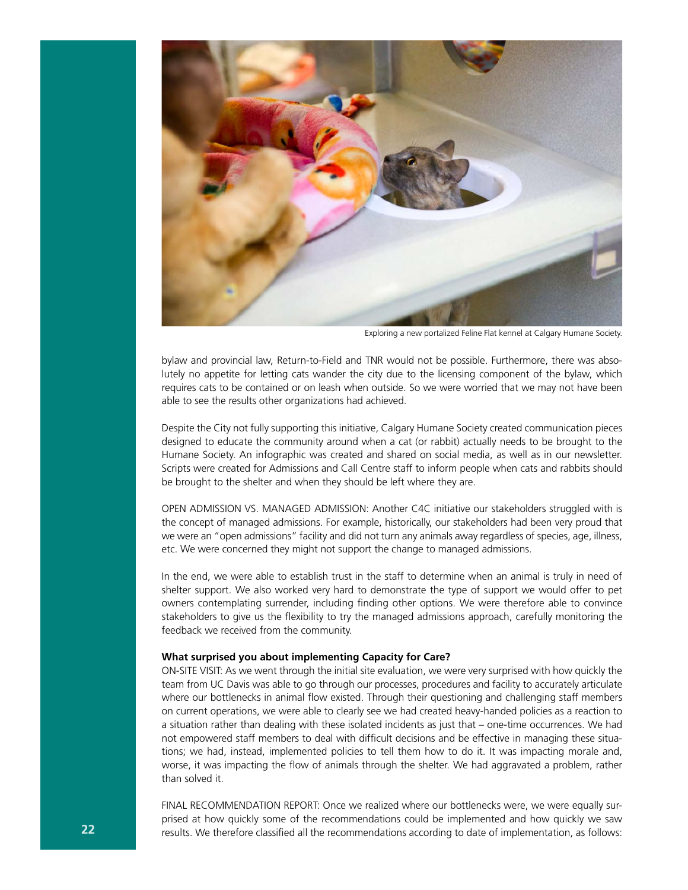Exploring a new portalized Feline Flat kennel at Calgary Humane Society.

bylaw and provincial law, Return-to-Field and TNR would not be possible. Furthermore, there was absolutely no appetite for letting cats wander the city due to the licensing component of the bylaw, which requires cats to be contained or on leash when outside. So we were worried that we may not have been able to see the results other organizations had achieved.

Despite the City not fully supporting this initiative, Calgary Humane Society created communication pieces designed to educate the community around when a cat (or rabbit) actually needs to be brought to the Humane Society. An infographic was created and shared on social media, as well as in our newsletter. Scripts were created for Admissions and Call Centre staff to inform people when cats and rabbits should be brought to the shelter and when they should be left where they are.

OPEN ADMISSION VS. MANAGED ADMISSION: Another C4C initiative our stakeholders struggled with is the concept of managed admissions. For example, historically, our stakeholders had been very proud that we were an "open admissions" facility and did not turn any animals away regardless of species, age, illness, etc. We were concerned they might not support the change to managed admissions.

In the end, we were able to establish trust in the staff to determine when an animal is truly in need of shelter support. We also worked very hard to demonstrate the type of support we would offer to pet owners contemplating surrender, including finding other options. We were therefore able to convince stakeholders to give us the flexibility to try the managed admissions approach, carefully monitoring the feedback we received from the community.

**What surprised you about implementing Capacity for Care?**

ON-SITE VISIT: As we went through the initial site evaluation, we were very surprised with how quickly the team from UC Davis was able to go through our processes, procedures and facility to accurately articulate where our bottlenecks in animal flow existed. Through their questioning and challenging staff members on current operations, we were able to clearly see we had created heavy-handed policies as a reaction to a situation rather than dealing with these isolated incidents as just that – one-time occurrences. We had not empowered staff members to deal with difficult decisions and be effective in managing these situations; we had, instead, implemented policies to tell them how to do it. It was impacting morale and, worse, it was impacting the flow of animals through the shelter. We had aggravated a problem, rather than solved it.

FINAL RECOMMENDATION REPORT: Once we realized where our bottlenecks were, we were equally surprised at how quickly some of the recommendations could be implemented and how quickly we saw results. We therefore classified all the recommendations according to date of implementation, as follows: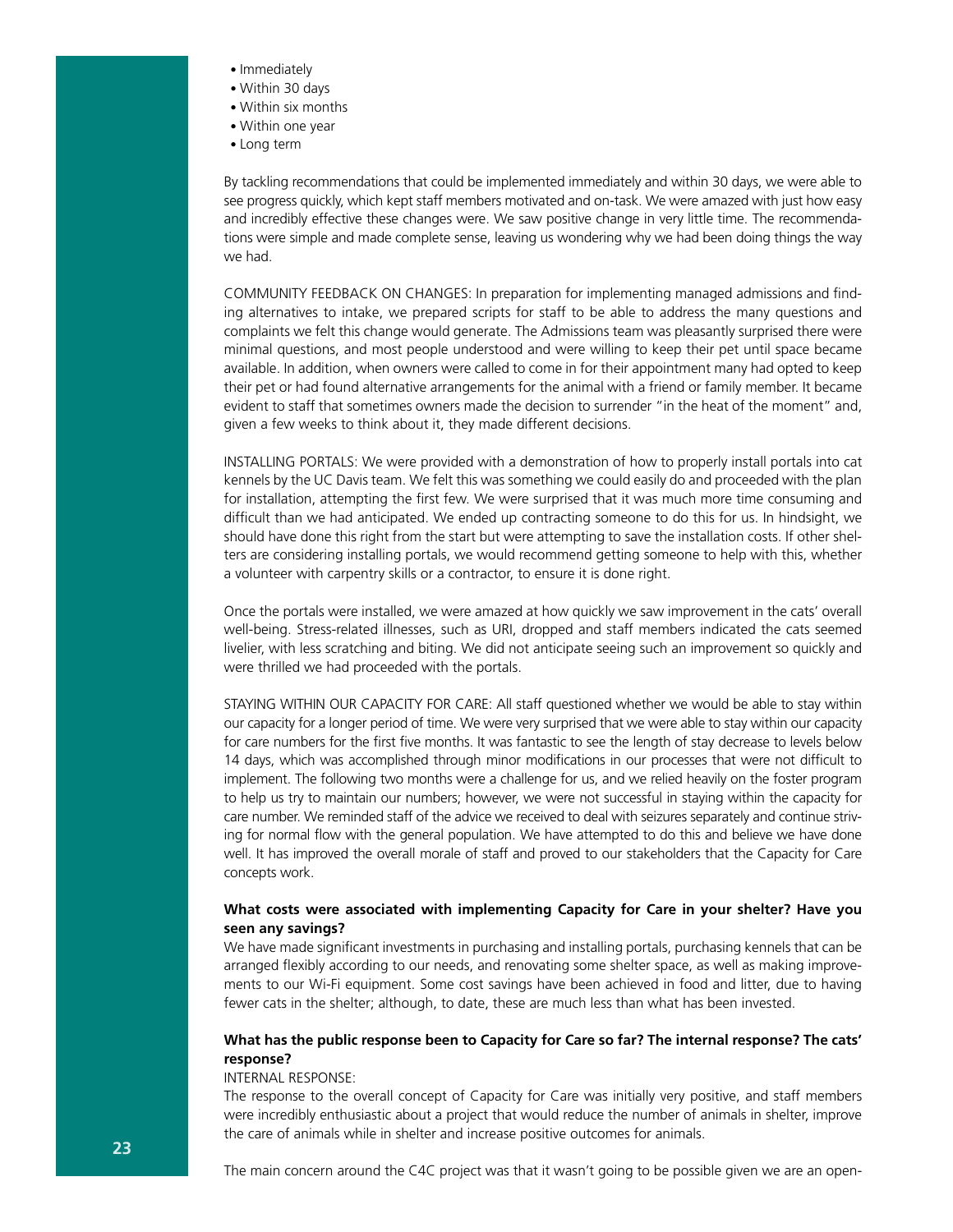- Immediately
- Within 30 days
- Within six months
- Within one year
- Long term

By tackling recommendations that could be implemented immediately and within 30 days, we were able to see progress quickly, which kept staff members motivated and on-task. We were amazed with just how easy and incredibly effective these changes were. We saw positive change in very little time. The recommendations were simple and made complete sense, leaving us wondering why we had been doing things the way we had.

COMMUNITY FEEDBACK ON CHANGES: In preparation for implementing managed admissions and finding alternatives to intake, we prepared scripts for staff to be able to address the many questions and complaints we felt this change would generate. The Admissions team was pleasantly surprised there were minimal questions, and most people understood and were willing to keep their pet until space became available. In addition, when owners were called to come in for their appointment many had opted to keep their pet or had found alternative arrangements for the animal with a friend or family member. It became evident to staff that sometimes owners made the decision to surrender "in the heat of the moment" and, given a few weeks to think about it, they made different decisions.

INSTALLING PORTALS: We were provided with a demonstration of how to properly install portals into cat kennels by the UC Davis team. We felt this was something we could easily do and proceeded with the plan for installation, attempting the first few. We were surprised that it was much more time consuming and difficult than we had anticipated. We ended up contracting someone to do this for us. In hindsight, we should have done this right from the start but were attempting to save the installation costs. If other shelters are considering installing portals, we would recommend getting someone to help with this, whether a volunteer with carpentry skills or a contractor, to ensure it is done right.

Once the portals were installed, we were amazed at how quickly we saw improvement in the cats' overall well-being. Stress-related illnesses, such as URI, dropped and staff members indicated the cats seemed livelier, with less scratching and biting. We did not anticipate seeing such an improvement so quickly and were thrilled we had proceeded with the portals.

STAYING WITHIN OUR CAPACITY FOR CARE: All staff questioned whether we would be able to stay within our capacity for a longer period of time. We were very surprised that we were able to stay within our capacity for care numbers for the first five months. It was fantastic to see the length of stay decrease to levels below 14 days, which was accomplished through minor modifications in our processes that were not difficult to implement. The following two months were a challenge for us, and we relied heavily on the foster program to help us try to maintain our numbers; however, we were not successful in staying within the capacity for care number. We reminded staff of the advice we received to deal with seizures separately and continue striving for normal flow with the general population. We have attempted to do this and believe we have done well. It has improved the overall morale of staff and proved to our stakeholders that the Capacity for Care concepts work.

**What costs were associated with implementing Capacity for Care in your shelter? Have you seen any savings?**

We have made significant investments in purchasing and installing portals, purchasing kennels that can be arranged flexibly according to our needs, and renovating some shelter space, as well as making improvements to our Wi-Fi equipment. Some cost savings have been achieved in food and litter, due to having fewer cats in the shelter; although, to date, these are much less than what has been invested.

**What has the public response been to Capacity for Care so far? The internal response? The cats' response?**

INTERNAL RESPONSE:

The response to the overall concept of Capacity for Care was initially very positive, and staff members were incredibly enthusiastic about a project that would reduce the number of animals in shelter, improve the care of animals while in shelter and increase positive outcomes for animals.

The main concern around the C4C project was that it wasn't going to be possible given we are an open-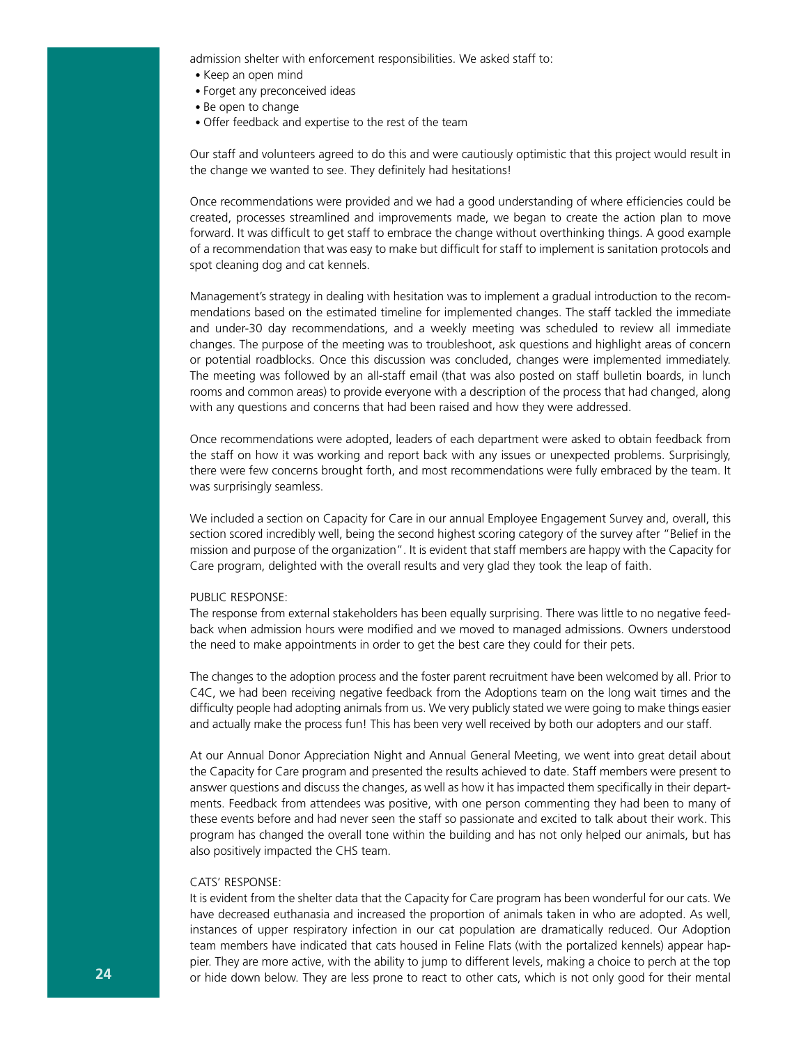admission shelter with enforcement responsibilities. We asked staff to:

- Keep an open mind
- Forget any preconceived ideas
- Be open to change
- Offer feedback and expertise to the rest of the team

Our staff and volunteers agreed to do this and were cautiously optimistic that this project would result in the change we wanted to see. They definitely had hesitations!

Once recommendations were provided and we had a good understanding of where efficiencies could be created, processes streamlined and improvements made, we began to create the action plan to move forward. It was difficult to get staff to embrace the change without overthinking things. A good example of a recommendation that was easy to make but difficult for staff to implement is sanitation protocols and spot cleaning dog and cat kennels.

Management's strategy in dealing with hesitation was to implement a gradual introduction to the recommendations based on the estimated timeline for implemented changes. The staff tackled the immediate and under-30 day recommendations, and a weekly meeting was scheduled to review all immediate changes. The purpose of the meeting was to troubleshoot, ask questions and highlight areas of concern or potential roadblocks. Once this discussion was concluded, changes were implemented immediately. The meeting was followed by an all-staff email (that was also posted on staff bulletin boards, in lunch rooms and common areas) to provide everyone with a description of the process that had changed, along with any questions and concerns that had been raised and how they were addressed.

Once recommendations were adopted, leaders of each department were asked to obtain feedback from the staff on how it was working and report back with any issues or unexpected problems. Surprisingly, there were few concerns brought forth, and most recommendations were fully embraced by the team. It was surprisingly seamless.

We included a section on Capacity for Care in our annual Employee Engagement Survey and, overall, this section scored incredibly well, being the second highest scoring category of the survey after "Belief in the mission and purpose of the organization". It is evident that staff members are happy with the Capacity for Care program, delighted with the overall results and very glad they took the leap of faith.

PUBLIC RESPONSE:

The response from external stakeholders has been equally surprising. There was little to no negative feedback when admission hours were modified and we moved to managed admissions. Owners understood the need to make appointments in order to get the best care they could for their pets.

The changes to the adoption process and the foster parent recruitment have been welcomed by all. Prior to C4C, we had been receiving negative feedback from the Adoptions team on the long wait times and the difficulty people had adopting animals from us. We very publicly stated we were going to make things easier and actually make the process fun! This has been very well received by both our adopters and our staff.

At our Annual Donor Appreciation Night and Annual General Meeting, we went into great detail about the Capacity for Care program and presented the results achieved to date. Staff members were present to answer questions and discuss the changes, as well as how it has impacted them specifically in their departments. Feedback from attendees was positive, with one person commenting they had been to many of these events before and had never seen the staff so passionate and excited to talk about their work. This program has changed the overall tone within the building and has not only helped our animals, but has also positively impacted the CHS team.

CATS' RESPONSE:

It is evident from the shelter data that the Capacity for Care program has been wonderful for our cats. We have decreased euthanasia and increased the proportion of animals taken in who are adopted. As well, instances of upper respiratory infection in our cat population are dramatically reduced. Our Adoption team members have indicated that cats housed in Feline Flats (with the portalized kennels) appear happier. They are more active, with the ability to jump to different levels, making a choice to perch at the top or hide down below. They are less prone to react to other cats, which is not only good for their mental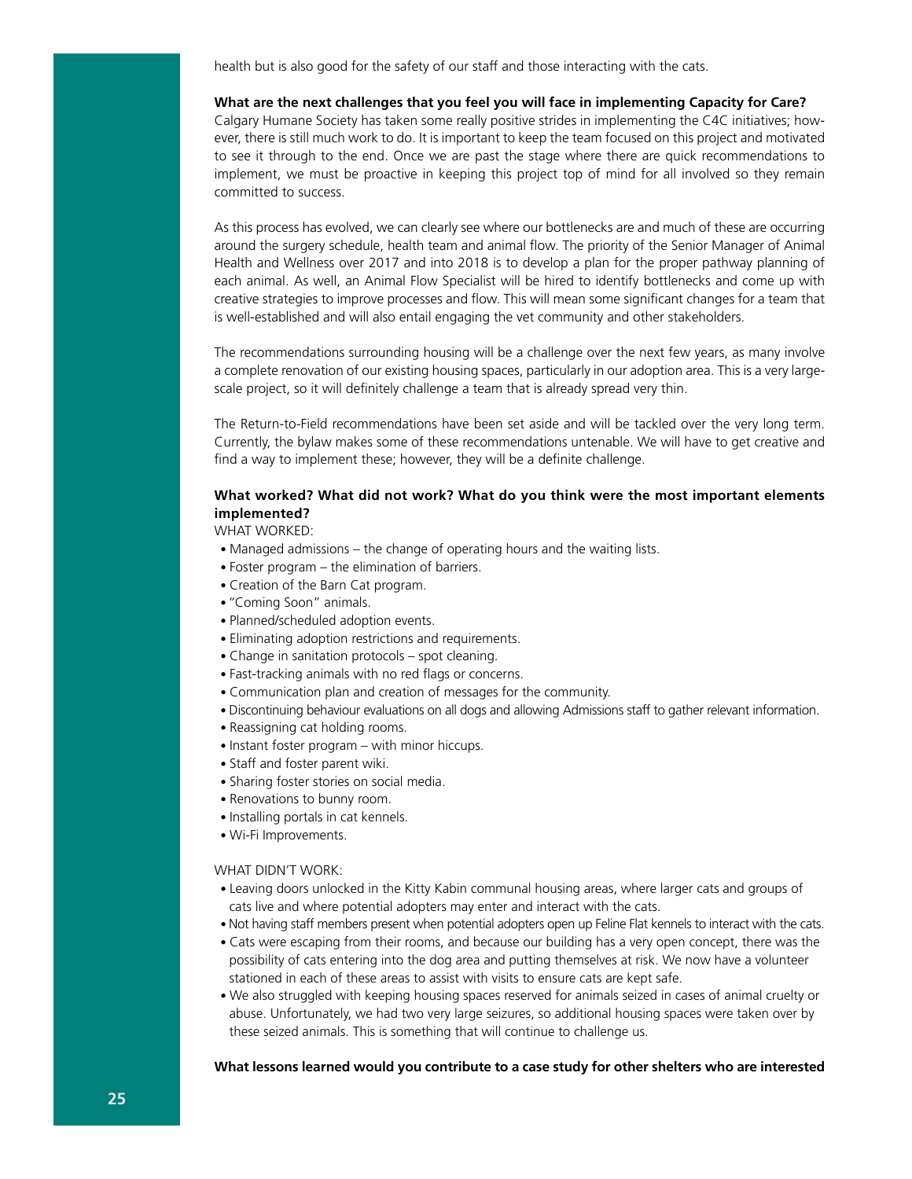health but is also good for the safety of our staff and those interacting with the cats.

**What are the next challenges that you feel you will face in implementing Capacity for Care?**

Calgary Humane Society has taken some really positive strides in implementing the C4C initiatives; however, there is still much work to do. It is important to keep the team focused on this project and motivated to see it through to the end. Once we are past the stage where there are quick recommendations to implement, we must be proactive in keeping this project top of mind for all involved so they remain committed to success.

As this process has evolved, we can clearly see where our bottlenecks are and much of these are occurring around the surgery schedule, health team and animal flow. The priority of the Senior Manager of Animal Health and Wellness over 2017 and into 2018 is to develop a plan for the proper pathway planning of each animal. As well, an Animal Flow Specialist will be hired to identify bottlenecks and come up with creative strategies to improve processes and flow. This will mean some significant changes for a team that is well-established and will also entail engaging the vet community and other stakeholders.

The recommendations surrounding housing will be a challenge over the next few years, as many involve a complete renovation of our existing housing spaces, particularly in our adoption area. This is a very large-scale project, so it will definitely challenge a team that is already spread very thin.

The Return-to-Field recommendations have been set aside and will be tackled over the very long term. Currently, the bylaw makes some of these recommendations untenable. We will have to get creative and find a way to implement these; however, they will be a definite challenge.

**What worked? What did not work? What do you think were the most important elements implemented?**

WHAT WORKED:

- Managed admissions – the change of operating hours and the waiting lists.
- Foster program – the elimination of barriers.
- Creation of the Barn Cat program.
- "Coming Soon" animals.
- Planned/scheduled adoption events.
- Eliminating adoption restrictions and requirements.
- Change in sanitation protocols – spot cleaning.
- Fast-tracking animals with no red flags or concerns.
- Communication plan and creation of messages for the community.
- Discontinuing behaviour evaluations on all dogs and allowing Admissions staff to gather relevant information.
- Reassigning cat holding rooms.
- Instant foster program – with minor hiccups.
- Staff and foster parent wiki.
- Sharing foster stories on social media.
- Renovations to bunny room.
- Installing portals in cat kennels.
- Wi-Fi Improvements.

WHAT DIDN'T WORK:

- Leaving doors unlocked in the Kitty Kabin communal housing areas, where larger cats and groups of cats live and where potential adopters may enter and interact with the cats.
- Not having staff members present when potential adopters open up Feline Flat kennels to interact with the cats.
- Cats were escaping from their rooms, and because our building has a very open concept, there was the possibility of cats entering into the dog area and putting themselves at risk. We now have a volunteer stationed in each of these areas to assist with visits to ensure cats are kept safe.
- We also struggled with keeping housing spaces reserved for animals seized in cases of animal cruelty or abuse. Unfortunately, we had two very large seizures, so additional housing spaces were taken over by these seized animals. This is something that will continue to challenge us.

**What lessons learned would you contribute to a case study for other shelters who are interested**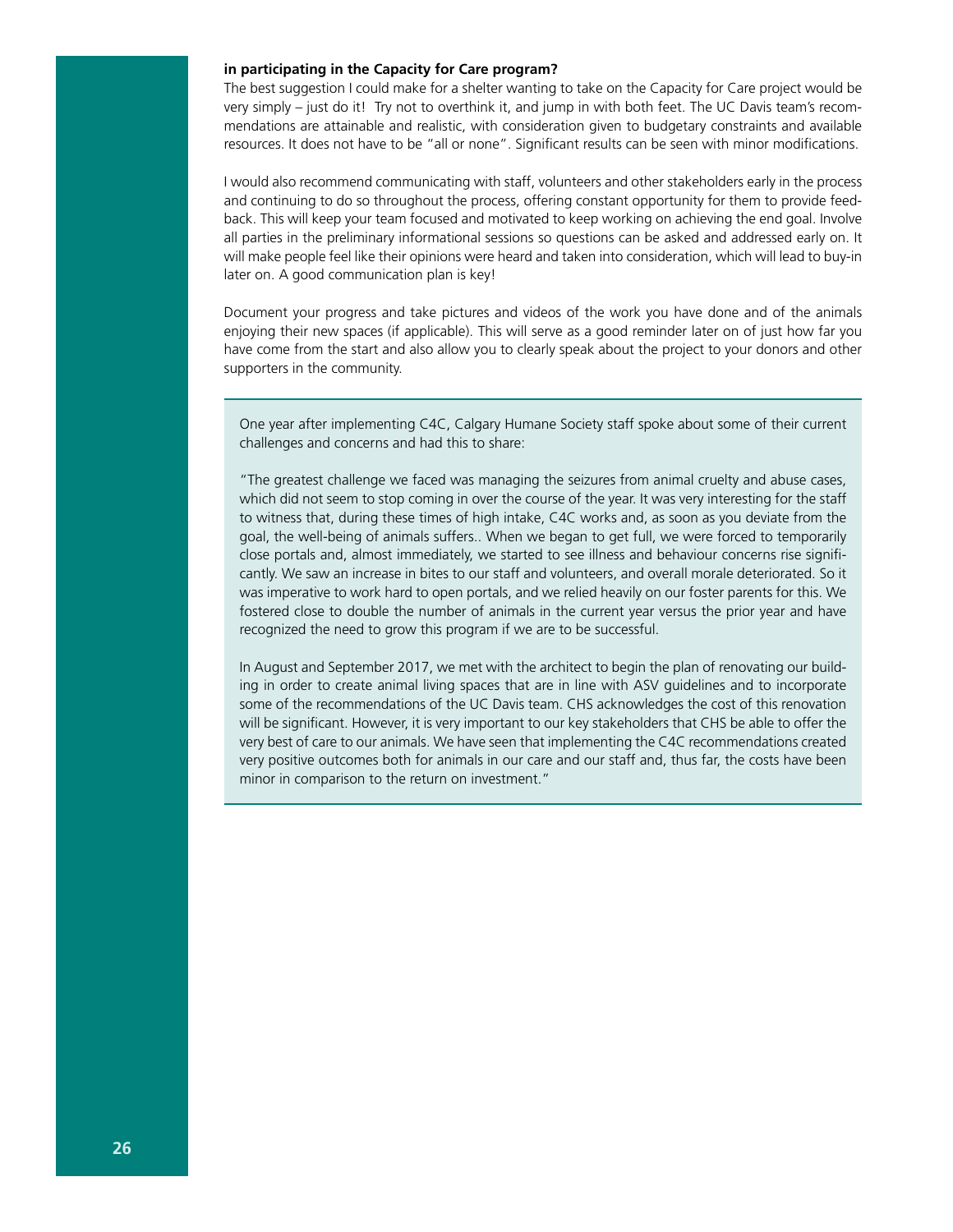**in participating in the Capacity for Care program?**

The best suggestion I could make for a shelter wanting to take on the Capacity for Care project would be very simply – just do it! Try not to overthink it, and jump in with both feet. The UC Davis team's recommendations are attainable and realistic, with consideration given to budgetary constraints and available resources. It does not have to be "all or none". Significant results can be seen with minor modifications.

I would also recommend communicating with staff, volunteers and other stakeholders early in the process and continuing to do so throughout the process, offering constant opportunity for them to provide feedback. This will keep your team focused and motivated to keep working on achieving the end goal. Involve all parties in the preliminary informational sessions so questions can be asked and addressed early on. It will make people feel like their opinions were heard and taken into consideration, which will lead to buy-in later on. A good communication plan is key!

Document your progress and take pictures and videos of the work you have done and of the animals enjoying their new spaces (if applicable). This will serve as a good reminder later on of just how far you have come from the start and also allow you to clearly speak about the project to your donors and other supporters in the community.

One year after implementing C4C, Calgary Humane Society staff spoke about some of their current challenges and concerns and had this to share:

"The greatest challenge we faced was managing the seizures from animal cruelty and abuse cases, which did not seem to stop coming in over the course of the year. It was very interesting for the staff to witness that, during these times of high intake, C4C works and, as soon as you deviate from the goal, the well-being of animals suffers.. When we began to get full, we were forced to temporarily close portals and, almost immediately, we started to see illness and behaviour concerns rise significantly. We saw an increase in bites to our staff and volunteers, and overall morale deteriorated. So it was imperative to work hard to open portals, and we relied heavily on our foster parents for this. We fostered close to double the number of animals in the current year versus the prior year and have recognized the need to grow this program if we are to be successful.

In August and September 2017, we met with the architect to begin the plan of renovating our building in order to create animal living spaces that are in line with ASV guidelines and to incorporate some of the recommendations of the UC Davis team. CHS acknowledges the cost of this renovation will be significant. However, it is very important to our key stakeholders that CHS be able to offer the very best of care to our animals. We have seen that implementing the C4C recommendations created very positive outcomes both for animals in our care and our staff and, thus far, the costs have been minor in comparison to the return on investment."